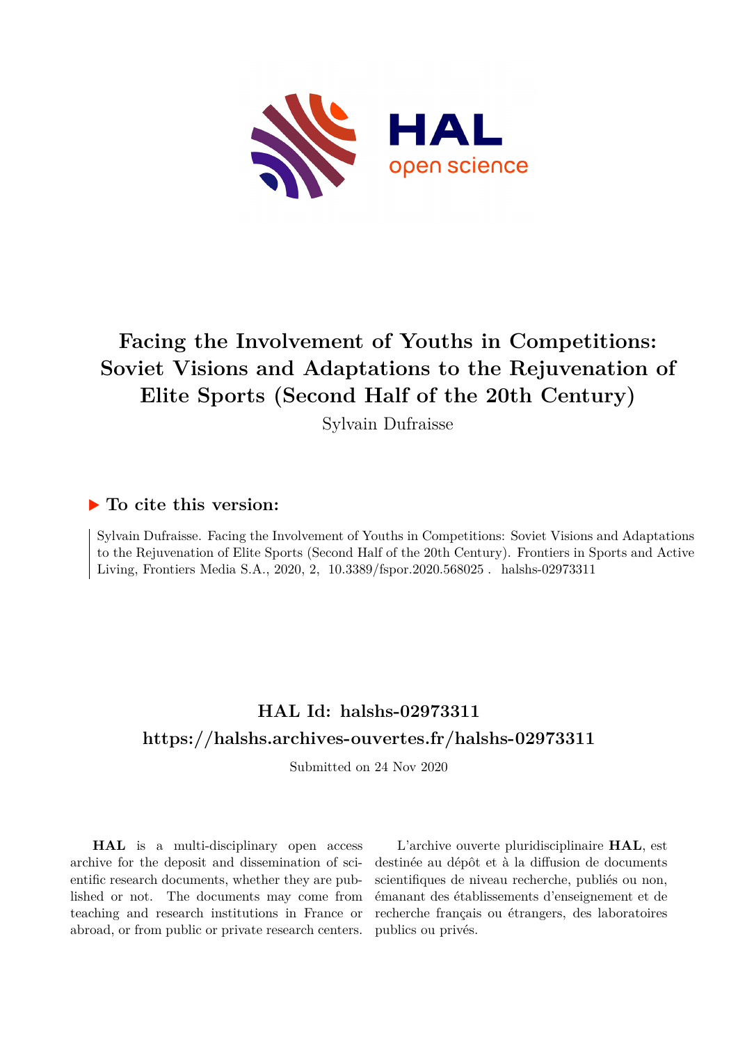# Facing the Involvement of Youths in Competitions: Soviet Visions and Adaptations to the Rejuvenation of Elite Sports (Second Half of the 20th Century)

Sylvain Dufraisse

## ▶ To cite this version:

Sylvain Dufraisse. Facing the Involvement of Youths in Competitions: Soviet Visions and Adaptations to the Rejuvenation of Elite Sports (Second Half of the 20th Century). Frontiers in Sports and Active Living, Frontiers Media S.A., 2020, 2, 10.3389/fspor.2020.568025 . halshs-02973311

## HAL Id: halshs-02973311

## https://halshs.archives-ouvertes.fr/halshs-02973311

Submitted on 24 Nov 2020

**HAL** is a multi-disciplinary open access archive for the deposit and dissemination of scientific research documents, whether they are published or not. The documents may come from teaching and research institutions in France or abroad, or from public or private research centers.

L'archive ouverte pluridisciplinaire **HAL**, est destinée au dépôt et à la diffusion de documents scientifiques de niveau recherche, publiés ou non, émanant des établissements d'enseignement et de recherche français ou étrangers, des laboratoires publics ou privés.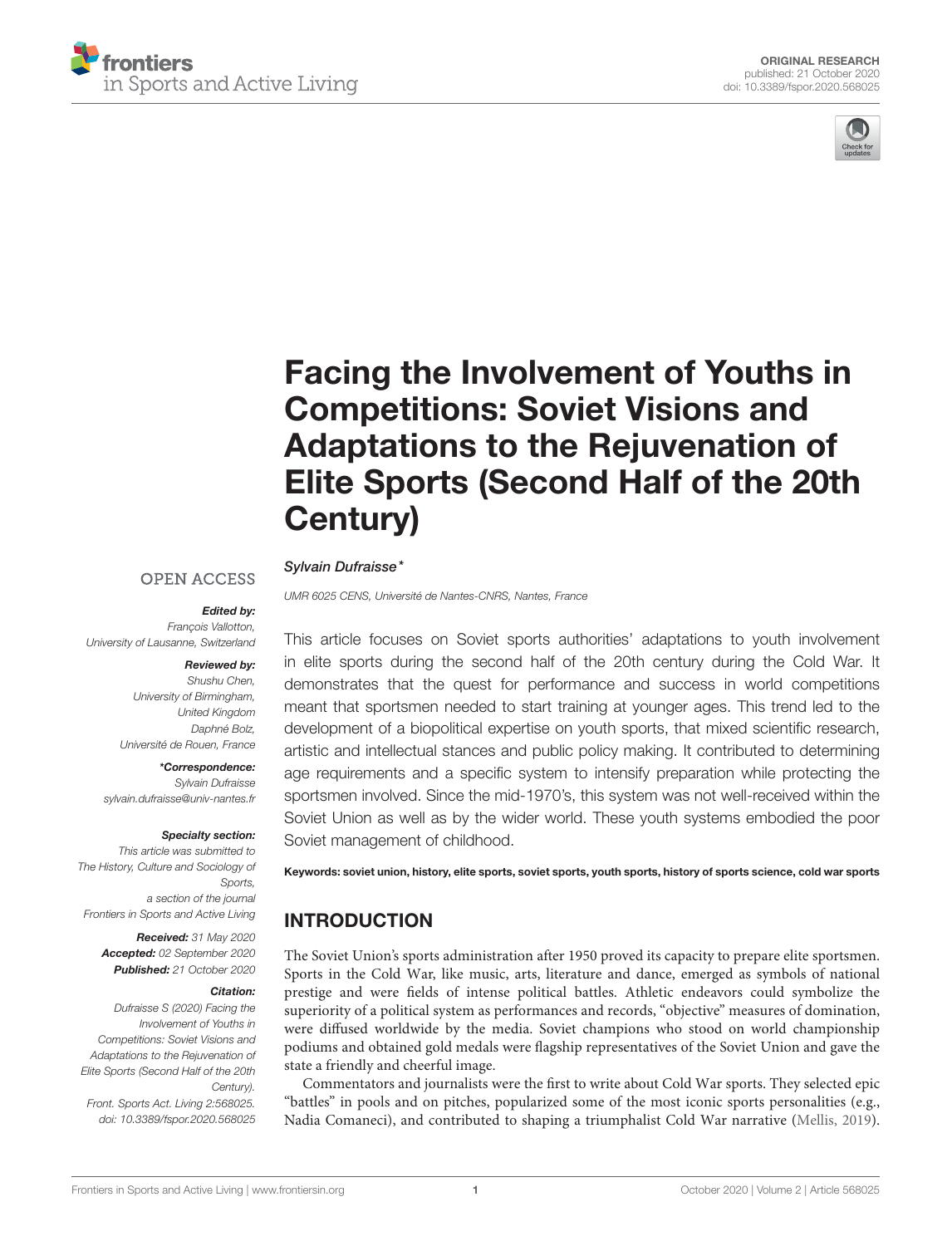# Facing the Involvement of Youths in Competitions: Soviet Visions and Adaptations to the Rejuvenation of Elite Sports (Second Half of the 20th Century)

*Sylvain Dufraisse\**

*UMR 6025 CENS, Université de Nantes-CNRS, Nantes, France*

OPEN ACCESS

***Edited by:***
*François Vallotton,*
*University of Lausanne, Switzerland*

***Reviewed by:***
*Shushu Chen,*
*University of Birmingham,*
*United Kingdom*
*Daphné Bolz,*
*Université de Rouen, France*

***\*Correspondence:***
*Sylvain Dufraisse*
*sylvain.dufraisse@univ-nantes.fr*

***Specialty section:***
*This article was submitted to The History, Culture and Sociology of Sports, a section of the journal Frontiers in Sports and Active Living*

***Received:*** *31 May 2020*
***Accepted:*** *02 September 2020*
***Published:*** *21 October 2020*

***Citation:***
*Dufraisse S (2020) Facing the Involvement of Youths in Competitions: Soviet Visions and Adaptations to the Rejuvenation of Elite Sports (Second Half of the 20th Century). Front. Sports Act. Living 2:568025. doi: 10.3389/fspor.2020.568025*

This article focuses on Soviet sports authorities' adaptations to youth involvement in elite sports during the second half of the 20th century during the Cold War. It demonstrates that the quest for performance and success in world competitions meant that sportsmen needed to start training at younger ages. This trend led to the development of a biopolitical expertise on youth sports, that mixed scientific research, artistic and intellectual stances and public policy making. It contributed to determining age requirements and a specific system to intensify preparation while protecting the sportsmen involved. Since the mid-1970's, this system was not well-received within the Soviet Union as well as by the wider world. These youth systems embodied the poor Soviet management of childhood.

**Keywords: soviet union, history, elite sports, soviet sports, youth sports, history of sports science, cold war sports**

## INTRODUCTION

The Soviet Union's sports administration after 1950 proved its capacity to prepare elite sportsmen. Sports in the Cold War, like music, arts, literature and dance, emerged as symbols of national prestige and were fields of intense political battles. Athletic endeavors could symbolize the superiority of a political system as performances and records, "objective" measures of domination, were diffused worldwide by the media. Soviet champions who stood on world championship podiums and obtained gold medals were flagship representatives of the Soviet Union and gave the state a friendly and cheerful image.

Commentators and journalists were the first to write about Cold War sports. They selected epic "battles" in pools and on pitches, popularized some of the most iconic sports personalities (e.g., Nadia Comaneci), and contributed to shaping a triumphalist Cold War narrative (Mellis, 2019).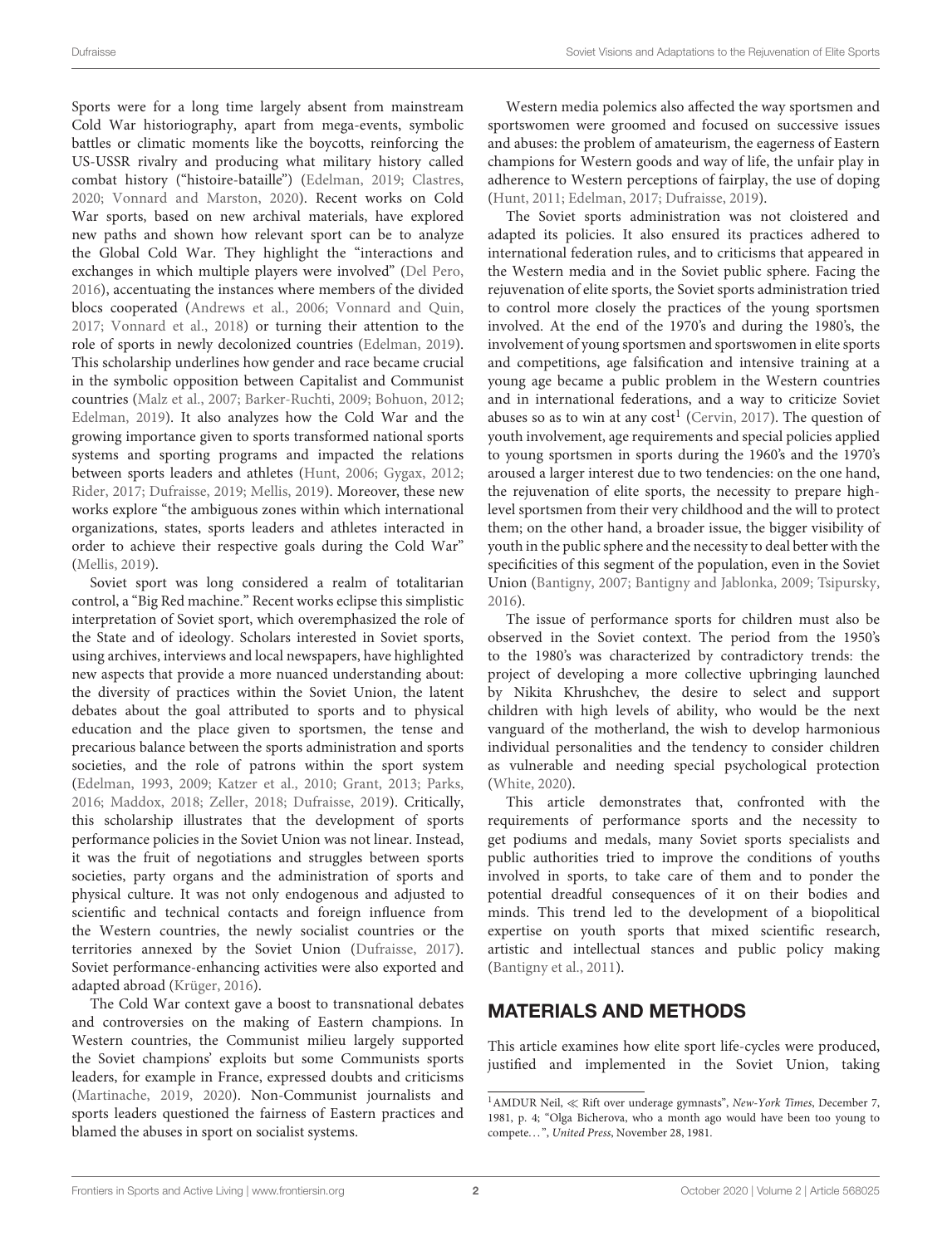Sports were for a long time largely absent from mainstream Cold War historiography, apart from mega-events, symbolic battles or climatic moments like the boycotts, reinforcing the US-USSR rivalry and producing what military history called combat history ("histoire-bataille") (Edelman, 2019; Clastres, 2020; Vonnard and Marston, 2020). Recent works on Cold War sports, based on new archival materials, have explored new paths and shown how relevant sport can be to analyze the Global Cold War. They highlight the "interactions and exchanges in which multiple players were involved" (Del Pero, 2016), accentuating the instances where members of the divided blocs cooperated (Andrews et al., 2006; Vonnard and Quin, 2017; Vonnard et al., 2018) or turning their attention to the role of sports in newly decolonized countries (Edelman, 2019). This scholarship underlines how gender and race became crucial in the symbolic opposition between Capitalist and Communist countries (Malz et al., 2007; Barker-Ruchti, 2009; Bohuon, 2012; Edelman, 2019). It also analyzes how the Cold War and the growing importance given to sports transformed national sports systems and sporting programs and impacted the relations between sports leaders and athletes (Hunt, 2006; Gygax, 2012; Rider, 2017; Dufraisse, 2019; Mellis, 2019). Moreover, these new works explore "the ambiguous zones within which international organizations, states, sports leaders and athletes interacted in order to achieve their respective goals during the Cold War" (Mellis, 2019).

Soviet sport was long considered a realm of totalitarian control, a "Big Red machine." Recent works eclipse this simplistic interpretation of Soviet sport, which overemphasized the role of the State and of ideology. Scholars interested in Soviet sports, using archives, interviews and local newspapers, have highlighted new aspects that provide a more nuanced understanding about: the diversity of practices within the Soviet Union, the latent debates about the goal attributed to sports and to physical education and the place given to sportsmen, the tense and precarious balance between the sports administration and sports societies, and the role of patrons within the sport system (Edelman, 1993, 2009; Katzer et al., 2010; Grant, 2013; Parks, 2016; Maddox, 2018; Zeller, 2018; Dufraisse, 2019). Critically, this scholarship illustrates that the development of sports performance policies in the Soviet Union was not linear. Instead, it was the fruit of negotiations and struggles between sports societies, party organs and the administration of sports and physical culture. It was not only endogenous and adjusted to scientific and technical contacts and foreign influence from the Western countries, the newly socialist countries or the territories annexed by the Soviet Union (Dufraisse, 2017). Soviet performance-enhancing activities were also exported and adapted abroad (Krüger, 2016).

The Cold War context gave a boost to transnational debates and controversies on the making of Eastern champions. In Western countries, the Communist milieu largely supported the Soviet champions' exploits but some Communists sports leaders, for example in France, expressed doubts and criticisms (Martinache, 2019, 2020). Non-Communist journalists and sports leaders questioned the fairness of Eastern practices and blamed the abuses in sport on socialist systems.

Western media polemics also affected the way sportsmen and sportswomen were groomed and focused on successive issues and abuses: the problem of amateurism, the eagerness of Eastern champions for Western goods and way of life, the unfair play in adherence to Western perceptions of fairplay, the use of doping (Hunt, 2011; Edelman, 2017; Dufraisse, 2019).

The Soviet sports administration was not cloistered and adapted its policies. It also ensured its practices adhered to international federation rules, and to criticisms that appeared in the Western media and in the Soviet public sphere. Facing the rejuvenation of elite sports, the Soviet sports administration tried to control more closely the practices of the young sportsmen involved. At the end of the 1970's and during the 1980's, the involvement of young sportsmen and sportswomen in elite sports and competitions, age falsification and intensive training at a young age became a public problem in the Western countries and in international federations, and a way to criticize Soviet abuses so as to win at any cost[1] (Cervin, 2017). The question of youth involvement, age requirements and special policies applied to young sportsmen in sports during the 1960's and the 1970's aroused a larger interest due to two tendencies: on the one hand, the rejuvenation of elite sports, the necessity to prepare high-level sportsmen from their very childhood and the will to protect them; on the other hand, a broader issue, the bigger visibility of youth in the public sphere and the necessity to deal better with the specificities of this segment of the population, even in the Soviet Union (Bantigny, 2007; Bantigny and Jablonka, 2009; Tsipursky, 2016).

The issue of performance sports for children must also be observed in the Soviet context. The period from the 1950's to the 1980's was characterized by contradictory trends: the project of developing a more collective upbringing launched by Nikita Khrushchev, the desire to select and support children with high levels of ability, who would be the next vanguard of the motherland, the wish to develop harmonious individual personalities and the tendency to consider children as vulnerable and needing special psychological protection (White, 2020).

This article demonstrates that, confronted with the requirements of performance sports and the necessity to get podiums and medals, many Soviet sports specialists and public authorities tried to improve the conditions of youths involved in sports, to take care of them and to ponder the potential dreadful consequences of it on their bodies and minds. This trend led to the development of a biopolitical expertise on youth sports that mixed scientific research, artistic and intellectual stances and public policy making (Bantigny et al., 2011).

## MATERIALS AND METHODS

This article examines how elite sport life-cycles were produced, justified and implemented in the Soviet Union, taking

---

[1] AMDUR Neil, ≪ Rift over underage gymnasts", *New-York Times*, December 7, 1981, p. 4; "Olga Bicherova, who a month ago would have been too young to compete…", *United Press*, November 28, 1981.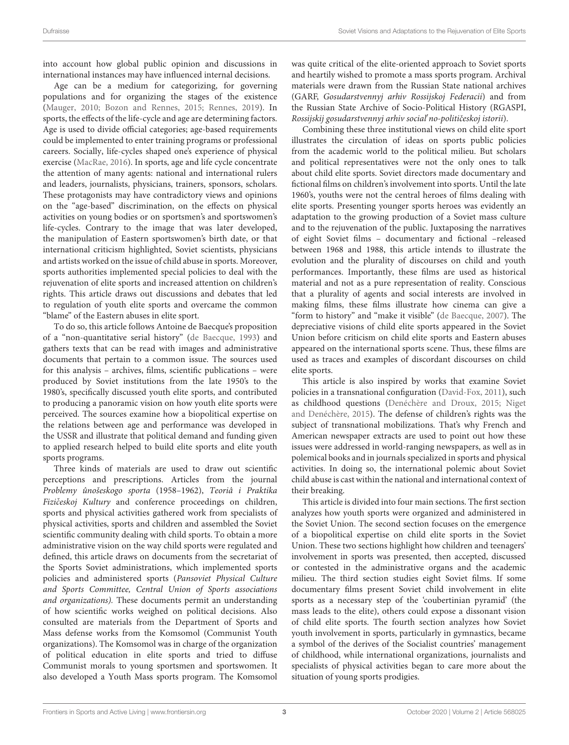into account how global public opinion and discussions in international instances may have influenced internal decisions.

Age can be a medium for categorizing, for governing populations and for organizing the stages of the existence (Mauger, 2010; Bozon and Rennes, 2015; Rennes, 2019). In sports, the effects of the life-cycle and age are determining factors. Age is used to divide official categories; age-based requirements could be implemented to enter training programs or professional careers. Socially, life-cycles shaped one's experience of physical exercise (MacRae, 2016). In sports, age and life cycle concentrate the attention of many agents: national and international rulers and leaders, journalists, physicians, trainers, sponsors, scholars. These protagonists may have contradictory views and opinions on the "age-based" discrimination, on the effects on physical activities on young bodies or on sportsmen's and sportswomen's life-cycles. Contrary to the image that was later developed, the manipulation of Eastern sportswomen's birth date, or that international criticism highlighted, Soviet scientists, physicians and artists worked on the issue of child abuse in sports. Moreover, sports authorities implemented special policies to deal with the rejuvenation of elite sports and increased attention on children's rights. This article draws out discussions and debates that led to regulation of youth elite sports and overcame the common "blame" of the Eastern abuses in elite sport.

To do so, this article follows Antoine de Baecque's proposition of a "non-quantitative serial history" (de Baecque, 1993) and gathers texts that can be read with images and administrative documents that pertain to a common issue. The sources used for this analysis – archives, films, scientific publications – were produced by Soviet institutions from the late 1950's to the 1980's, specifically discussed youth elite sports, and contributed to producing a panoramic vision on how youth elite sports were perceived. The sources examine how a biopolitical expertise on the relations between age and performance was developed in the USSR and illustrate that political demand and funding given to applied research helped to build elite sports and elite youth sports programs.

Three kinds of materials are used to draw out scientific perceptions and prescriptions. Articles from the journal *Problemy ûnošeskogo sporta* (1958–1962), *Teoriâ i Praktika Fizičeskoj Kultury* and conference proceedings on children, sports and physical activities gathered work from specialists of physical activities, sports and children and assembled the Soviet scientific community dealing with child sports. To obtain a more administrative vision on the way child sports were regulated and defined, this article draws on documents from the secretariat of the Sports Soviet administrations, which implemented sports policies and administered sports (*Pansoviet Physical Culture and Sports Committee, Central Union of Sports associations and organizations).* These documents permit an understanding of how scientific works weighed on political decisions. Also consulted are materials from the Department of Sports and Mass defense works from the Komsomol (Communist Youth organizations). The Komsomol was in charge of the organization of political education in elite sports and tried to diffuse Communist morals to young sportsmen and sportswomen. It also developed a Youth Mass sports program. The Komsomol was quite critical of the elite-oriented approach to Soviet sports and heartily wished to promote a mass sports program. Archival materials were drawn from the Russian State national archives (GARF, *Gosudarstvennyj arhiv Rossijskoj Federacii*) and from the Russian State Archive of Socio-Political History (RGASPI, *Rossijskij gosudarstvennyj arhiv social'no-političeskoj istorii*).

Combining these three institutional views on child elite sport illustrates the circulation of ideas on sports public policies from the academic world to the political milieu. But scholars and political representatives were not the only ones to talk about child elite sports. Soviet directors made documentary and fictional films on children's involvement into sports. Until the late 1960's, youths were not the central heroes of films dealing with elite sports. Presenting younger sports heroes was evidently an adaptation to the growing production of a Soviet mass culture and to the rejuvenation of the public. Juxtaposing the narratives of eight Soviet films – documentary and fictional –released between 1968 and 1988, this article intends to illustrate the evolution and the plurality of discourses on child and youth performances. Importantly, these films are used as historical material and not as a pure representation of reality. Conscious that a plurality of agents and social interests are involved in making films, these films illustrate how cinema can give a "form to history" and "make it visible" (de Baecque, 2007). The depreciative visions of child elite sports appeared in the Soviet Union before criticism on child elite sports and Eastern abuses appeared on the international sports scene. Thus, these films are used as traces and examples of discordant discourses on child elite sports.

This article is also inspired by works that examine Soviet policies in a transnational configuration (David-Fox, 2011), such as childhood questions (Denéchère and Droux, 2015; Niget and Denéchère, 2015). The defense of children's rights was the subject of transnational mobilizations. That's why French and American newspaper extracts are used to point out how these issues were addressed in world-ranging newspapers, as well as in polemical books and in journals specialized in sports and physical activities. In doing so, the international polemic about Soviet child abuse is cast within the national and international context of their breaking.

This article is divided into four main sections. The first section analyzes how youth sports were organized and administered in the Soviet Union. The second section focuses on the emergence of a biopolitical expertise on child elite sports in the Soviet Union. These two sections highlight how children and teenagers' involvement in sports was presented, then accepted, discussed or contested in the administrative organs and the academic milieu. The third section studies eight Soviet films. If some documentary films present Soviet child involvement in elite sports as a necessary step of the 'coubertinian pyramid' (the mass leads to the elite), others could expose a dissonant vision of child elite sports. The fourth section analyzes how Soviet youth involvement in sports, particularly in gymnastics, became a symbol of the derives of the Socialist countries' management of childhood, while international organizations, journalists and specialists of physical activities began to care more about the situation of young sports prodigies.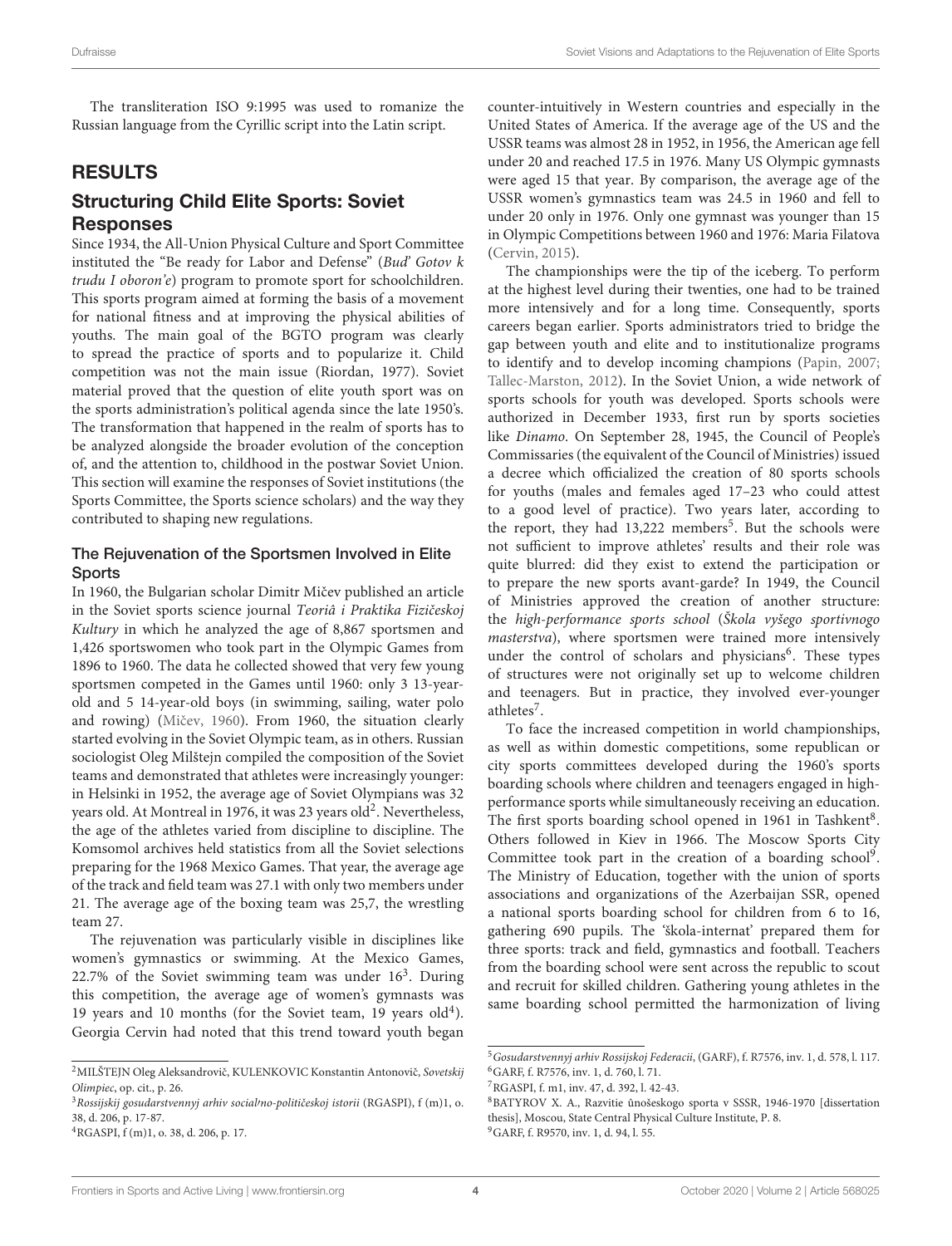The transliteration ISO 9:1995 was used to romanize the Russian language from the Cyrillic script into the Latin script.

## RESULTS

### Structuring Child Elite Sports: Soviet Responses

Since 1934, the All-Union Physical Culture and Sport Committee instituted the "Be ready for Labor and Defense" (*Bud' Gotov k trudu I oboron'e*) program to promote sport for schoolchildren. This sports program aimed at forming the basis of a movement for national fitness and at improving the physical abilities of youths. The main goal of the BGTO program was clearly to spread the practice of sports and to popularize it. Child competition was not the main issue (Riordan, 1977). Soviet material proved that the question of elite youth sport was on the sports administration's political agenda since the late 1950's. The transformation that happened in the realm of sports has to be analyzed alongside the broader evolution of the conception of, and the attention to, childhood in the postwar Soviet Union. This section will examine the responses of Soviet institutions (the Sports Committee, the Sports science scholars) and the way they contributed to shaping new regulations.

#### The Rejuvenation of the Sportsmen Involved in Elite Sports

In 1960, the Bulgarian scholar Dimitr Mičev published an article in the Soviet sports science journal *Teoriâ i Praktika Fizičeskoj Kultury* in which he analyzed the age of 8,867 sportsmen and 1,426 sportswomen who took part in the Olympic Games from 1896 to 1960. The data he collected showed that very few young sportsmen competed in the Games until 1960: only 3 13-year-old and 5 14-year-old boys (in swimming, sailing, water polo and rowing) (Mičev, 1960). From 1960, the situation clearly started evolving in the Soviet Olympic team, as in others. Russian sociologist Oleg Milštejn compiled the composition of the Soviet teams and demonstrated that athletes were increasingly younger: in Helsinki in 1952, the average age of Soviet Olympians was 32 years old. At Montreal in 1976, it was 23 years old[2]. Nevertheless, the age of the athletes varied from discipline to discipline. The Komsomol archives held statistics from all the Soviet selections preparing for the 1968 Mexico Games. That year, the average age of the track and field team was 27.1 with only two members under 21. The average age of the boxing team was 25,7, the wrestling team 27.

The rejuvenation was particularly visible in disciplines like women's gymnastics or swimming. At the Mexico Games, 22.7% of the Soviet swimming team was under 16[3]. During this competition, the average age of women's gymnasts was 19 years and 10 months (for the Soviet team, 19 years old[4]). Georgia Cervin had noted that this trend toward youth began counter-intuitively in Western countries and especially in the United States of America. If the average age of the US and the USSR teams was almost 28 in 1952, in 1956, the American age fell under 20 and reached 17.5 in 1976. Many US Olympic gymnasts were aged 15 that year. By comparison, the average age of the USSR women's gymnastics team was 24.5 in 1960 and fell to under 20 only in 1976. Only one gymnast was younger than 15 in Olympic Competitions between 1960 and 1976: Maria Filatova (Cervin, 2015).

The championships were the tip of the iceberg. To perform at the highest level during their twenties, one had to be trained more intensively and for a long time. Consequently, sports careers began earlier. Sports administrators tried to bridge the gap between youth and elite and to institutionalize programs to identify and to develop incoming champions (Papin, 2007; Tallec-Marston, 2012). In the Soviet Union, a wide network of sports schools for youth was developed. Sports schools were authorized in December 1933, first run by sports societies like *Dinamo*. On September 28, 1945, the Council of People's Commissaries (the equivalent of the Council of Ministries) issued a decree which officialized the creation of 80 sports schools for youths (males and females aged 17–23 who could attest to a good level of practice). Two years later, according to the report, they had 13,222 members[5]. But the schools were not sufficient to improve athletes' results and their role was quite blurred: did they exist to extend the participation or to prepare the new sports avant-garde? In 1949, the Council of Ministries approved the creation of another structure: the *high-performance sports school* (*Škola vyšego sportivnogo masterstva*), where sportsmen were trained more intensively under the control of scholars and physicians[6]. These types of structures were not originally set up to welcome children and teenagers. But in practice, they involved ever-younger athletes[7].

To face the increased competition in world championships, as well as within domestic competitions, some republican or city sports committees developed during the 1960's sports boarding schools where children and teenagers engaged in high-performance sports while simultaneously receiving an education. The first sports boarding school opened in 1961 in Tashkent[8]. Others followed in Kiev in 1966. The Moscow Sports City Committee took part in the creation of a boarding school[9]. The Ministry of Education, together with the union of sports associations and organizations of the Azerbaijan SSR, opened a national sports boarding school for children from 6 to 16, gathering 690 pupils. The 'škola-internat' prepared them for three sports: track and field, gymnastics and football. Teachers from the boarding school were sent across the republic to scout and recruit for skilled children. Gathering young athletes in the same boarding school permitted the harmonization of living

---

[2] MILŠTEJN Oleg Aleksandrovič, KULENKOVIC Konstantin Antonovič, *Sovetskij Olimpiec*, op. cit., p. 26.

[3] *Rossijskij gosudarstvennyj arhiv social'no-političeskoj istorii* (RGASPI), f (m)1, o. 38, d. 206, p. 17-87.

[4] RGASPI, f (m)1, o. 38, d. 206, p. 17.

[5] *Gosudarstvennyj arhiv Rossijskoj Federacii*, (GARF), f. R7576, inv. 1, d. 578, l. 117.

[6] GARF, f. R7576, inv. 1, d. 760, l. 71.

[7] RGASPI, f. m1, inv. 47, d. 392, l. 42-43.

[8] BATYROV X. A., Razvitie ûnošeskogo sporta v SSSR, 1946-1970 [dissertation thesis], Moscou, State Central Physical Culture Institute, P. 8.

[9] GARF, f. R9570, inv. 1, d. 94, l. 55.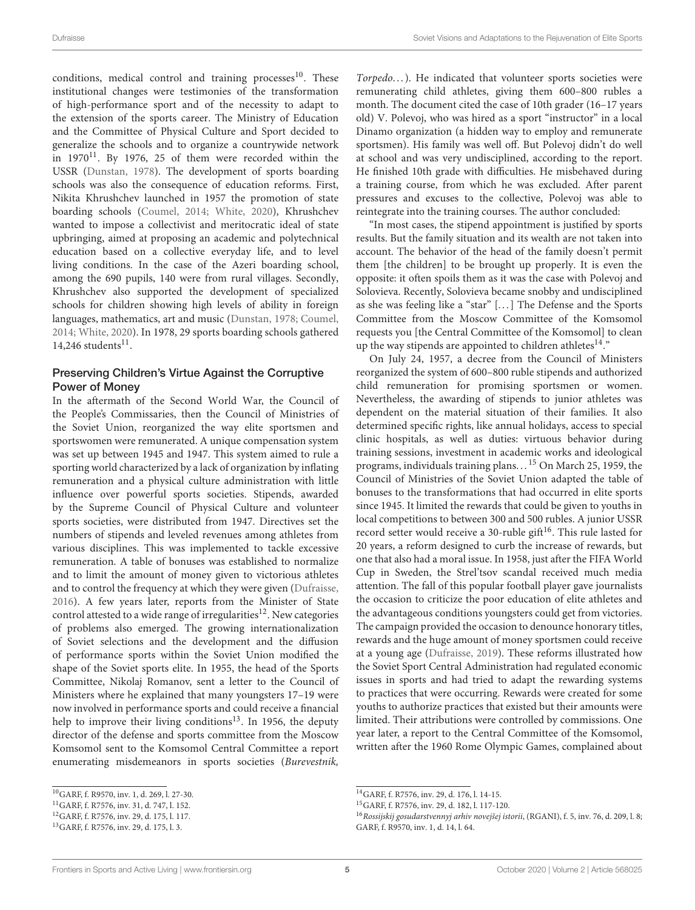conditions, medical control and training processes[10]. These institutional changes were testimonies of the transformation of high-performance sport and of the necessity to adapt to the extension of the sports career. The Ministry of Education and the Committee of Physical Culture and Sport decided to generalize the schools and to organize a countrywide network in 1970[11]. By 1976, 25 of them were recorded within the USSR (Dunstan, 1978). The development of sports boarding schools was also the consequence of education reforms. First, Nikita Khrushchev launched in 1957 the promotion of state boarding schools (Coumel, 2014; White, 2020), Khrushchev wanted to impose a collectivist and meritocratic ideal of state upbringing, aimed at proposing an academic and polytechnical education based on a collective everyday life, and to level living conditions. In the case of the Azeri boarding school, among the 690 pupils, 140 were from rural villages. Secondly, Khrushchev also supported the development of specialized schools for children showing high levels of ability in foreign languages, mathematics, art and music (Dunstan, 1978; Coumel, 2014; White, 2020). In 1978, 29 sports boarding schools gathered 14,246 students[11].

## Preserving Children's Virtue Against the Corruptive Power of Money

In the aftermath of the Second World War, the Council of the People's Commissaries, then the Council of Ministries of the Soviet Union, reorganized the way elite sportsmen and sportswomen were remunerated. A unique compensation system was set up between 1945 and 1947. This system aimed to rule a sporting world characterized by a lack of organization by inflating remuneration and a physical culture administration with little influence over powerful sports societies. Stipends, awarded by the Supreme Council of Physical Culture and volunteer sports societies, were distributed from 1947. Directives set the numbers of stipends and leveled revenues among athletes from various disciplines. This was implemented to tackle excessive remuneration. A table of bonuses was established to normalize and to limit the amount of money given to victorious athletes and to control the frequency at which they were given (Dufraisse, 2016). A few years later, reports from the Minister of State control attested to a wide range of irregularities[12]. New categories of problems also emerged. The growing internationalization of Soviet selections and the development and the diffusion of performance sports within the Soviet Union modified the shape of the Soviet sports elite. In 1955, the head of the Sports Committee, Nikolaj Romanov, sent a letter to the Council of Ministers where he explained that many youngsters 17–19 were now involved in performance sports and could receive a financial help to improve their living conditions[13]. In 1956, the deputy director of the defense and sports committee from the Moscow Komsomol sent to the Komsomol Central Committee a report enumerating misdemeanors in sports societies (*Burevestnik, Torpedo*...). He indicated that volunteer sports societies were remunerating child athletes, giving them 600–800 rubles a month. The document cited the case of 10th grader (16–17 years old) V. Polevoj, who was hired as a sport "instructor" in a local Dinamo organization (a hidden way to employ and remunerate sportsmen). His family was well off. But Polevoj didn't do well at school and was very undisciplined, according to the report. He finished 10th grade with difficulties. He misbehaved during a training course, from which he was excluded. After parent pressures and excuses to the collective, Polevoj was able to reintegrate into the training courses. The author concluded:

"In most cases, the stipend appointment is justified by sports results. But the family situation and its wealth are not taken into account. The behavior of the head of the family doesn't permit them [the children] to be brought up properly. It is even the opposite: it often spoils them as it was the case with Polevoj and Solovieva. Recently, Solovieva became snobby and undisciplined as she was feeling like a "star" [...] The Defense and the Sports Committee from the Moscow Committee of the Komsomol requests you [the Central Committee of the Komsomol] to clean up the way stipends are appointed to children athletes[14]."

On July 24, 1957, a decree from the Council of Ministers reorganized the system of 600–800 ruble stipends and authorized child remuneration for promising sportsmen or women. Nevertheless, the awarding of stipends to junior athletes was dependent on the material situation of their families. It also determined specific rights, like annual holidays, access to special clinic hospitals, as well as duties: virtuous behavior during training sessions, investment in academic works and ideological programs, individuals training plans...[15] On March 25, 1959, the Council of Ministries of the Soviet Union adapted the table of bonuses to the transformations that had occurred in elite sports since 1945. It limited the rewards that could be given to youths in local competitions to between 300 and 500 rubles. A junior USSR record setter would receive a 30-ruble gift[16]. This rule lasted for 20 years, a reform designed to curb the increase of rewards, but one that also had a moral issue. In 1958, just after the FIFA World Cup in Sweden, the Strel'tsov scandal received much media attention. The fall of this popular football player gave journalists the occasion to criticize the poor education of elite athletes and the advantageous conditions youngsters could get from victories. The campaign provided the occasion to denounce honorary titles, rewards and the huge amount of money sportsmen could receive at a young age (Dufraisse, 2019). These reforms illustrated how the Soviet Sport Central Administration had regulated economic issues in sports and had tried to adapt the rewarding systems to practices that were occurring. Rewards were created for some youths to authorize practices that existed but their amounts were limited. Their attributions were controlled by commissions. One year later, a report to the Central Committee of the Komsomol, written after the 1960 Rome Olympic Games, complained about

---

[10] GARF, f. R9570, inv. 1, d. 269, l. 27-30.

[11] GARF, f. R7576, inv. 31, d. 747, l. 152.

[12] GARF, f. R7576, inv. 29, d. 175, l. 117.

[13] GARF, f. R7576, inv. 29, d. 175, l. 3.

[14] GARF, f. R7576, inv. 29, d. 176, l. 14-15.

[15] GARF, f. R7576, inv. 29, d. 182, l. 117-120.

[16] *Rossijskij gosudarstvennyj arhiv novejšej istorii*, (RGANI), f. 5, inv. 76, d. 209, l. 8; GARF, f. R9570, inv. 1, d. 14, l. 64.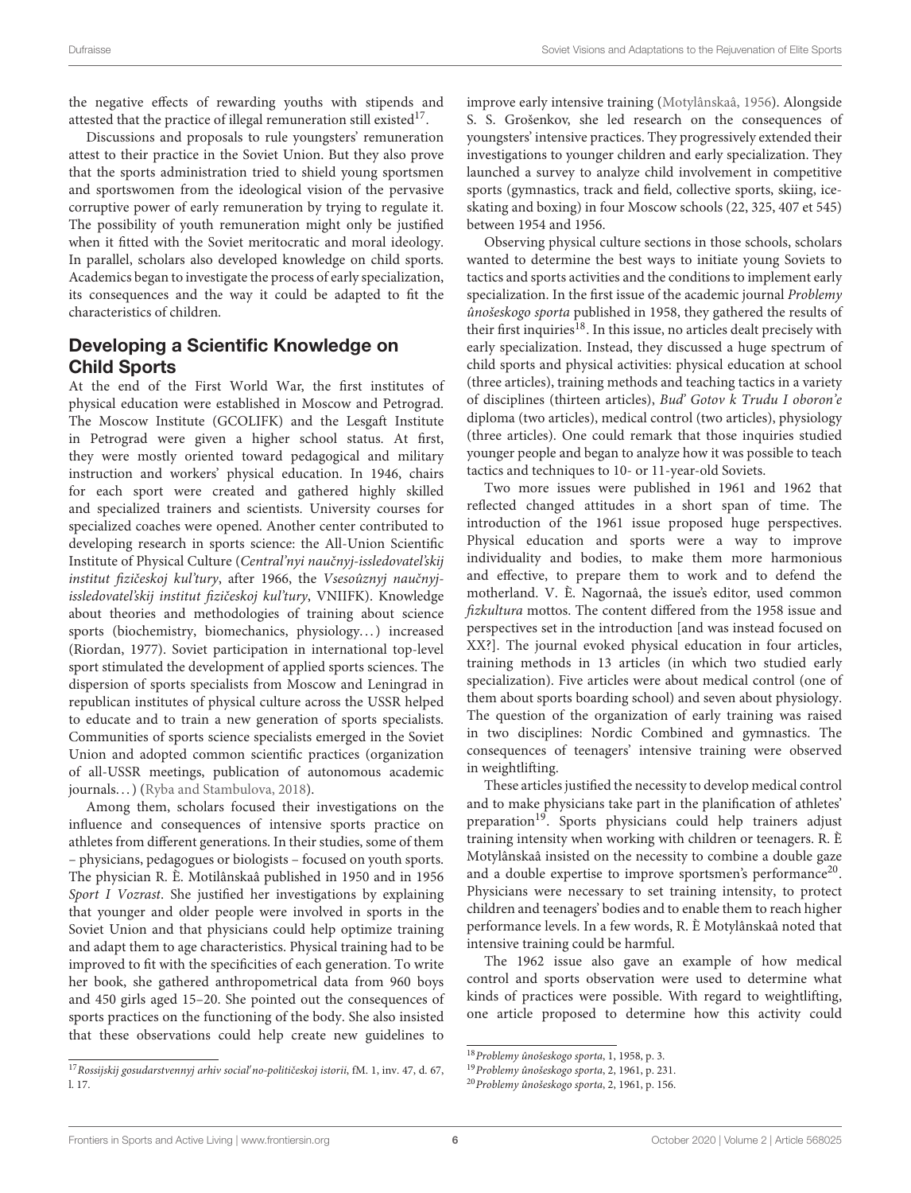the negative effects of rewarding youths with stipends and attested that the practice of illegal remuneration still existed[17].

Discussions and proposals to rule youngsters' remuneration attest to their practice in the Soviet Union. But they also prove that the sports administration tried to shield young sportsmen and sportswomen from the ideological vision of the pervasive corruptive power of early remuneration by trying to regulate it. The possibility of youth remuneration might only be justified when it fitted with the Soviet meritocratic and moral ideology. In parallel, scholars also developed knowledge on child sports. Academics began to investigate the process of early specialization, its consequences and the way it could be adapted to fit the characteristics of children.

## Developing a Scientific Knowledge on Child Sports

At the end of the First World War, the first institutes of physical education were established in Moscow and Petrograd. The Moscow Institute (GCOLIFK) and the Lesgaft Institute in Petrograd were given a higher school status. At first, they were mostly oriented toward pedagogical and military instruction and workers' physical education. In 1946, chairs for each sport were created and gathered highly skilled and specialized trainers and scientists. University courses for specialized coaches were opened. Another center contributed to developing research in sports science: the All-Union Scientific Institute of Physical Culture (*Central'nyi naučnyj-issledovatel'skij institut fizičeskoj kul'tury*, after 1966, the *Vsesoûznyj naučnyj-issledovatel'skij institut fizičeskoj kul'tury*, VNIIFK). Knowledge about theories and methodologies of training about science sports (biochemistry, biomechanics, physiology…) increased (Riordan, 1977). Soviet participation in international top-level sport stimulated the development of applied sports sciences. The dispersion of sports specialists from Moscow and Leningrad in republican institutes of physical culture across the USSR helped to educate and to train a new generation of sports specialists. Communities of sports science specialists emerged in the Soviet Union and adopted common scientific practices (organization of all-USSR meetings, publication of autonomous academic journals…) (Ryba and Stambulova, 2018).

Among them, scholars focused their investigations on the influence and consequences of intensive sports practice on athletes from different generations. In their studies, some of them – physicians, pedagogues or biologists – focused on youth sports. The physician R. È. Motilânskaâ published in 1950 and in 1956 *Sport I Vozrast*. She justified her investigations by explaining that younger and older people were involved in sports in the Soviet Union and that physicians could help optimize training and adapt them to age characteristics. Physical training had to be improved to fit with the specificities of each generation. To write her book, she gathered anthropometrical data from 960 boys and 450 girls aged 15–20. She pointed out the consequences of sports practices on the functioning of the body. She also insisted that these observations could help create new guidelines to improve early intensive training (Motylânskaâ, 1956). Alongside S. S. Grošenkov, she led research on the consequences of youngsters' intensive practices. They progressively extended their investigations to younger children and early specialization. They launched a survey to analyze child involvement in competitive sports (gymnastics, track and field, collective sports, skiing, ice-skating and boxing) in four Moscow schools (22, 325, 407 et 545) between 1954 and 1956.

Observing physical culture sections in those schools, scholars wanted to determine the best ways to initiate young Soviets to tactics and sports activities and the conditions to implement early specialization. In the first issue of the academic journal *Problemy ûnošeskogo sporta* published in 1958, they gathered the results of their first inquiries[18]. In this issue, no articles dealt precisely with early specialization. Instead, they discussed a huge spectrum of child sports and physical activities: physical education at school (three articles), training methods and teaching tactics in a variety of disciplines (thirteen articles), *Bud' Gotov k Trudu I oboron'e* diploma (two articles), medical control (two articles), physiology (three articles). One could remark that those inquiries studied younger people and began to analyze how it was possible to teach tactics and techniques to 10- or 11-year-old Soviets.

Two more issues were published in 1961 and 1962 that reflected changed attitudes in a short span of time. The introduction of the 1961 issue proposed huge perspectives. Physical education and sports were a way to improve individuality and bodies, to make them more harmonious and effective, to prepare them to work and to defend the motherland. V. È. Nagornaâ, the issue's editor, used common *fizkultura* mottos. The content differed from the 1958 issue and perspectives set in the introduction [and was instead focused on XX?]. The journal evoked physical education in four articles, training methods in 13 articles (in which two studied early specialization). Five articles were about medical control (one of them about sports boarding school) and seven about physiology. The question of the organization of early training was raised in two disciplines: Nordic Combined and gymnastics. The consequences of teenagers' intensive training were observed in weightlifting.

These articles justified the necessity to develop medical control and to make physicians take part in the planification of athletes' preparation[19]. Sports physicians could help trainers adjust training intensity when working with children or teenagers. R. È Motylânskaâ insisted on the necessity to combine a double gaze and a double expertise to improve sportsmen's performance[20]. Physicians were necessary to set training intensity, to protect children and teenagers' bodies and to enable them to reach higher performance levels. In a few words, R. È Motylânskaâ noted that intensive training could be harmful.

The 1962 issue also gave an example of how medical control and sports observation were used to determine what kinds of practices were possible. With regard to weightlifting, one article proposed to determine how this activity could

---

[17] *Rossijskij gosudarstvennyj arhiv social'no-političeskoj istorii*, fM. 1, inv. 47, d. 67, l. 17.

[18] *Problemy ûnošeskogo sporta*, 1, 1958, p. 3.

[19] *Problemy ûnošeskogo sporta*, 2, 1961, p. 231.

[20] *Problemy ûnošeskogo sporta*, 2, 1961, p. 156.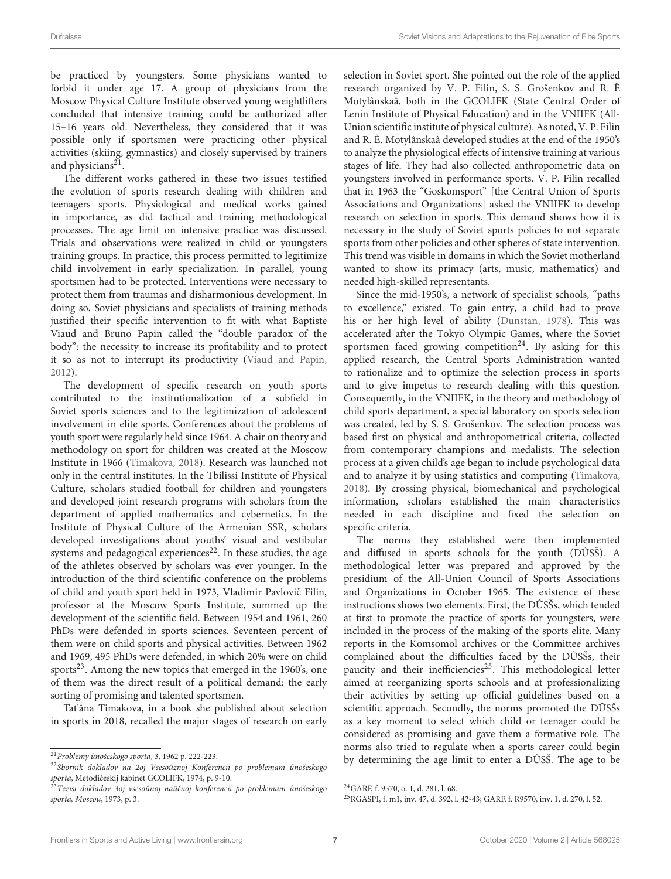be practiced by youngsters. Some physicians wanted to forbid it under age 17. A group of physicians from the Moscow Physical Culture Institute observed young weightlifters concluded that intensive training could be authorized after 15–16 years old. Nevertheless, they considered that it was possible only if sportsmen were practicing other physical activities (skiing, gymnastics) and closely supervised by trainers and physicians[21].

The different works gathered in these two issues testified the evolution of sports research dealing with children and teenagers sports. Physiological and medical works gained in importance, as did tactical and training methodological processes. The age limit on intensive practice was discussed. Trials and observations were realized in child or youngsters training groups. In practice, this process permitted to legitimize child involvement in early specialization. In parallel, young sportsmen had to be protected. Interventions were necessary to protect them from traumas and disharmonious development. In doing so, Soviet physicians and specialists of training methods justified their specific intervention to fit with what Baptiste Viaud and Bruno Papin called the "double paradox of the body": the necessity to increase its profitability and to protect it so as not to interrupt its productivity (Viaud and Papin, 2012).

The development of specific research on youth sports contributed to the institutionalization of a subfield in Soviet sports sciences and to the legitimization of adolescent involvement in elite sports. Conferences about the problems of youth sport were regularly held since 1964. A chair on theory and methodology on sport for children was created at the Moscow Institute in 1966 (Timakova, 2018). Research was launched not only in the central institutes. In the Tbilissi Institute of Physical Culture, scholars studied football for children and youngsters and developed joint research programs with scholars from the department of applied mathematics and cybernetics. In the Institute of Physical Culture of the Armenian SSR, scholars developed investigations about youths' visual and vestibular systems and pedagogical experiences[22]. In these studies, the age of the athletes observed by scholars was ever younger. In the introduction of the third scientific conference on the problems of child and youth sport held in 1973, Vladimir Pavlovič Filin, professor at the Moscow Sports Institute, summed up the development of the scientific field. Between 1954 and 1961, 260 PhDs were defended in sports sciences. Seventeen percent of them were on child sports and physical activities. Between 1962 and 1969, 495 PhDs were defended, in which 20% were on child sports[23]. Among the new topics that emerged in the 1960's, one of them was the direct result of a political demand: the early sorting of promising and talented sportsmen.

Tat'âna Timakova, in a book she published about selection in sports in 2018, recalled the major stages of research on early selection in Soviet sport. She pointed out the role of the applied research organized by V. P. Filin, S. S. Grošenkov and R. È Motylânskaâ, both in the GCOLIFK (State Central Order of Lenin Institute of Physical Education) and in the VNIIFK (All-Union scientific institute of physical culture). As noted, V. P. Filin and R. È. Motylânskaâ developed studies at the end of the 1950's to analyze the physiological effects of intensive training at various stages of life. They had also collected anthropometric data on youngsters involved in performance sports. V. P. Filin recalled that in 1963 the "Goskomsport" [the Central Union of Sports Associations and Organizations] asked the VNIIFK to develop research on selection in sports. This demand shows how it is necessary in the study of Soviet sports policies to not separate sports from other policies and other spheres of state intervention. This trend was visible in domains in which the Soviet motherland wanted to show its primacy (arts, music, mathematics) and needed high-skilled representants.

Since the mid-1950's, a network of specialist schools, "paths to excellence," existed. To gain entry, a child had to prove his or her high level of ability (Dunstan, 1978). This was accelerated after the Tokyo Olympic Games, where the Soviet sportsmen faced growing competition[24]. By asking for this applied research, the Central Sports Administration wanted to rationalize and to optimize the selection process in sports and to give impetus to research dealing with this question. Consequently, in the VNIIFK, in the theory and methodology of child sports department, a special laboratory on sports selection was created, led by S. S. Grošenkov. The selection process was based first on physical and anthropometrical criteria, collected from contemporary champions and medalists. The selection process at a given child's age began to include psychological data and to analyze it by using statistics and computing (Timakova, 2018). By crossing physical, biomechanical and psychological information, scholars established the main characteristics needed in each discipline and fixed the selection on specific criteria.

The norms they established were then implemented and diffused in sports schools for the youth (DÛSŠ). A methodological letter was prepared and approved by the presidium of the All-Union Council of Sports Associations and Organizations in October 1965. The existence of these instructions shows two elements. First, the DÛSŠs, which tended at first to promote the practice of sports for youngsters, were included in the process of the making of the sports elite. Many reports in the Komsomol archives or the Committee archives complained about the difficulties faced by the DÛSŠs, their paucity and their inefficiencies[25]. This methodological letter aimed at reorganizing sports schools and at professionalizing their activities by setting up official guidelines based on a scientific approach. Secondly, the norms promoted the DÛSŠs as a key moment to select which child or teenager could be considered as promising and gave them a formative role. The norms also tried to regulate when a sports career could begin by determining the age limit to enter a DÛSŠ. The age to be

---

[21] *Problemy ûnošeskogo sporta*, 3, 1962 p. 222-223.

[22] *Sbornik dokladov na 2oj Vsesoûznoj Konferencii po problemam ûnošeskogo sporta*, Metodičeskij kabinet GCOLIFK, 1974, p. 9-10.

[23] *Tezisi dokladov 3oj vsesoûnoj naûčnoj konferencii po problemam ûnošeskogo sporta, Moscou*, 1973, p. 3.

[24] GARF, f. 9570, o. 1, d. 281, l. 68.

[25] RGASPI, f. m1, inv. 47, d. 392, l. 42-43; GARF, f. R9570, inv. 1, d. 270, l. 52.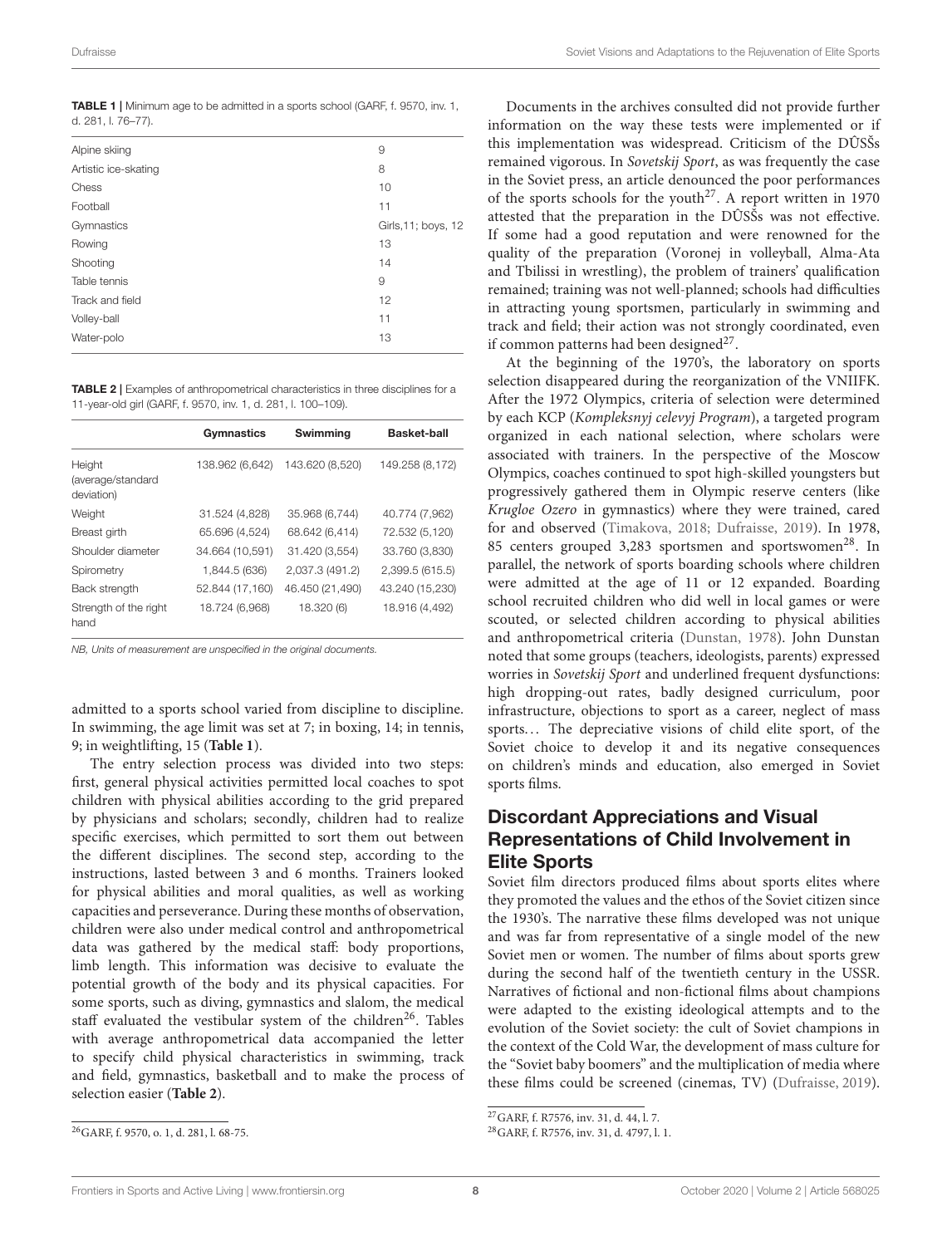**TABLE 1 |** Minimum age to be admitted in a sports school (GARF, f. 9570, inv. 1, d. 281, l. 76–77).

| | |
|---|---|
| Alpine skiing | 9 |
| Artistic ice-skating | 8 |
| Chess | 10 |
| Football | 11 |
| Gymnastics | Girls,11; boys, 12 |
| Rowing | 13 |
| Shooting | 14 |
| Table tennis | 9 |
| Track and field | 12 |
| Volley-ball | 11 |
| Water-polo | 13 |

**TABLE 2 |** Examples of anthropometrical characteristics in three disciplines for a 11-year-old girl (GARF, f. 9570, inv. 1, d. 281, l. 100–109).

| | Gymnastics | Swimming | Basket-ball |
|---|---|---|---|
| Height (average/standard deviation) | 138.962 (6,642) | 143.620 (8,520) | 149.258 (8,172) |
| Weight | 31.524 (4,828) | 35.968 (6,744) | 40.774 (7,962) |
| Breast girth | 65.696 (4,524) | 68.642 (6,414) | 72.532 (5,120) |
| Shoulder diameter | 34.664 (10,591) | 31.420 (3,554) | 33.760 (3,830) |
| Spirometry | 1,844.5 (636) | 2,037.3 (491.2) | 2,399.5 (615.5) |
| Back strength | 52.844 (17,160) | 46.450 (21,490) | 43.240 (15,230) |
| Strength of the right hand | 18.724 (6,968) | 18.320 (6) | 18.916 (4,492) |

*NB, Units of measurement are unspecified in the original documents.*

admitted to a sports school varied from discipline to discipline. In swimming, the age limit was set at 7; in boxing, 14; in tennis, 9; in weightlifting, 15 (**Table 1**).

The entry selection process was divided into two steps: first, general physical activities permitted local coaches to spot children with physical abilities according to the grid prepared by physicians and scholars; secondly, children had to realize specific exercises, which permitted to sort them out between the different disciplines. The second step, according to the instructions, lasted between 3 and 6 months. Trainers looked for physical abilities and moral qualities, as well as working capacities and perseverance. During these months of observation, children were also under medical control and anthropometrical data was gathered by the medical staff: body proportions, limb length. This information was decisive to evaluate the potential growth of the body and its physical capacities. For some sports, such as diving, gymnastics and slalom, the medical staff evaluated the vestibular system of the children[26]. Tables with average anthropometrical data accompanied the letter to specify child physical characteristics in swimming, track and field, gymnastics, basketball and to make the process of selection easier (**Table 2**).

Documents in the archives consulted did not provide further information on the way these tests were implemented or if this implementation was widespread. Criticism of the DÛSŠs remained vigorous. In *Sovetskij Sport*, as was frequently the case in the Soviet press, an article denounced the poor performances of the sports schools for the youth[27]. A report written in 1970 attested that the preparation in the DÛSŠs was not effective. If some had a good reputation and were renowned for the quality of the preparation (Voronej in volleyball, Alma-Ata and Tbilissi in wrestling), the problem of trainers' qualification remained; training was not well-planned; schools had difficulties in attracting young sportsmen, particularly in swimming and track and field; their action was not strongly coordinated, even if common patterns had been designed[27].

At the beginning of the 1970's, the laboratory on sports selection disappeared during the reorganization of the VNIIFK. After the 1972 Olympics, criteria of selection were determined by each KCP (*Kompleksnyj celevyj Program*), a targeted program organized in each national selection, where scholars were associated with trainers. In the perspective of the Moscow Olympics, coaches continued to spot high-skilled youngsters but progressively gathered them in Olympic reserve centers (like *Krugloe Ozero* in gymnastics) where they were trained, cared for and observed (Timakova, 2018; Dufraisse, 2019). In 1978, 85 centers grouped 3,283 sportsmen and sportswomen[28]. In parallel, the network of sports boarding schools where children were admitted at the age of 11 or 12 expanded. Boarding school recruited children who did well in local games or were scouted, or selected children according to physical abilities and anthropometrical criteria (Dunstan, 1978). John Dunstan noted that some groups (teachers, ideologists, parents) expressed worries in *Sovetskij Sport* and underlined frequent dysfunctions: high dropping-out rates, badly designed curriculum, poor infrastructure, objections to sport as a career, neglect of mass sports… The depreciative visions of child elite sport, of the Soviet choice to develop it and its negative consequences on children's minds and education, also emerged in Soviet sports films.

## Discordant Appreciations and Visual Representations of Child Involvement in Elite Sports

Soviet film directors produced films about sports elites where they promoted the values and the ethos of the Soviet citizen since the 1930's. The narrative these films developed was not unique and was far from representative of a single model of the new Soviet men or women. The number of films about sports grew during the second half of the twentieth century in the USSR. Narratives of fictional and non-fictional films about champions were adapted to the existing ideological attempts and to the evolution of the Soviet society: the cult of Soviet champions in the context of the Cold War, the development of mass culture for the "Soviet baby boomers" and the multiplication of media where these films could be screened (cinemas, TV) (Dufraisse, 2019).

[26] GARF, f. 9570, o. 1, d. 281, l. 68-75.

[27] GARF, f. R7576, inv. 31, d. 44, l. 7.

[28] GARF, f. R7576, inv. 31, d. 4797, l. 1.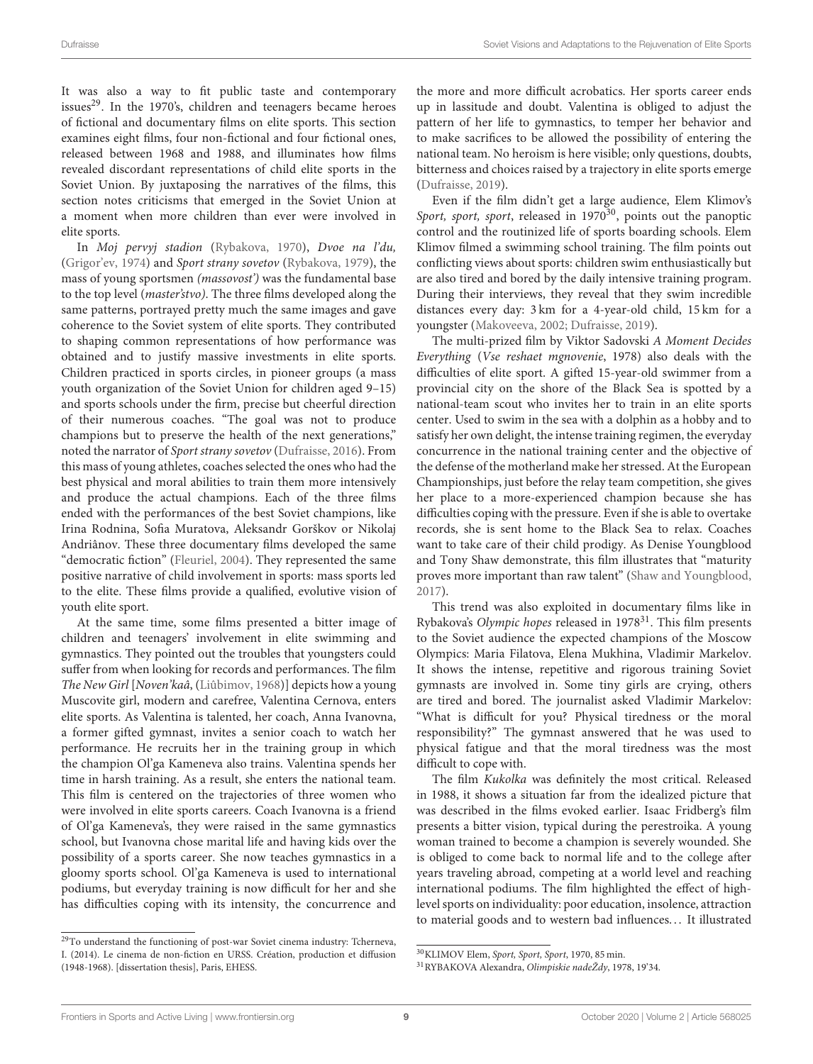It was also a way to fit public taste and contemporary issues[29]. In the 1970's, children and teenagers became heroes of fictional and documentary films on elite sports. This section examines eight films, four non-fictional and four fictional ones, released between 1968 and 1988, and illuminates how films revealed discordant representations of child elite sports in the Soviet Union. By juxtaposing the narratives of the films, this section notes criticisms that emerged in the Soviet Union at a moment when more children than ever were involved in elite sports.

In *Moj pervyj stadion* (Rybakova, 1970), *Dvoe na l'du,* (Grigor'ev, 1974) and *Sport strany sovetov* (Rybakova, 1979), the mass of young sportsmen *(massovost')* was the fundamental base to the top level (*master'stvo)*. The three films developed along the same patterns, portrayed pretty much the same images and gave coherence to the Soviet system of elite sports. They contributed to shaping common representations of how performance was obtained and to justify massive investments in elite sports. Children practiced in sports circles, in pioneer groups (a mass youth organization of the Soviet Union for children aged 9–15) and sports schools under the firm, precise but cheerful direction of their numerous coaches. "The goal was not to produce champions but to preserve the health of the next generations," noted the narrator of *Sport strany sovetov* (Dufraisse, 2016). From this mass of young athletes, coaches selected the ones who had the best physical and moral abilities to train them more intensively and produce the actual champions. Each of the three films ended with the performances of the best Soviet champions, like Irina Rodnina, Sofia Muratova, Aleksandr Gorškov or Nikolaj Andriânov. These three documentary films developed the same "democratic fiction" (Fleuriel, 2004). They represented the same positive narrative of child involvement in sports: mass sports led to the elite. These films provide a qualified, evolutive vision of youth elite sport.

At the same time, some films presented a bitter image of children and teenagers' involvement in elite swimming and gymnastics. They pointed out the troubles that youngsters could suffer from when looking for records and performances. The film *The New Girl* [*Noven'kaâ*, (Liûbimov, 1968)] depicts how a young Muscovite girl, modern and carefree, Valentina Cernova, enters elite sports. As Valentina is talented, her coach, Anna Ivanovna, a former gifted gymnast, invites a senior coach to watch her performance. He recruits her in the training group in which the champion Ol'ga Kameneva also trains. Valentina spends her time in harsh training. As a result, she enters the national team. This film is centered on the trajectories of three women who were involved in elite sports careers. Coach Ivanovna is a friend of Ol'ga Kameneva's, they were raised in the same gymnastics school, but Ivanovna chose marital life and having kids over the possibility of a sports career. She now teaches gymnastics in a gloomy sports school. Ol'ga Kameneva is used to international podiums, but everyday training is now difficult for her and she has difficulties coping with its intensity, the concurrence and the more and more difficult acrobatics. Her sports career ends up in lassitude and doubt. Valentina is obliged to adjust the pattern of her life to gymnastics, to temper her behavior and to make sacrifices to be allowed the possibility of entering the national team. No heroism is here visible; only questions, doubts, bitterness and choices raised by a trajectory in elite sports emerge (Dufraisse, 2019).

Even if the film didn't get a large audience, Elem Klimov's *Sport, sport, sport*, released in 1970[30], points out the panoptic control and the routinized life of sports boarding schools. Elem Klimov filmed a swimming school training. The film points out conflicting views about sports: children swim enthusiastically but are also tired and bored by the daily intensive training program. During their interviews, they reveal that they swim incredible distances every day: 3 km for a 4-year-old child, 15 km for a youngster (Makoveeva, 2002; Dufraisse, 2019).

The multi-prized film by Viktor Sadovski *A Moment Decides Everything* (*Vse reshaet mgnovenie*, 1978) also deals with the difficulties of elite sport. A gifted 15-year-old swimmer from a provincial city on the shore of the Black Sea is spotted by a national-team scout who invites her to train in an elite sports center. Used to swim in the sea with a dolphin as a hobby and to satisfy her own delight, the intense training regimen, the everyday concurrence in the national training center and the objective of the defense of the motherland make her stressed. At the European Championships, just before the relay team competition, she gives her place to a more-experienced champion because she has difficulties coping with the pressure. Even if she is able to overtake records, she is sent home to the Black Sea to relax. Coaches want to take care of their child prodigy. As Denise Youngblood and Tony Shaw demonstrate, this film illustrates that "maturity proves more important than raw talent" (Shaw and Youngblood, 2017).

This trend was also exploited in documentary films like in Rybakova's *Olympic hopes* released in 1978[31]. This film presents to the Soviet audience the expected champions of the Moscow Olympics: Maria Filatova, Elena Mukhina, Vladimir Markelov. It shows the intense, repetitive and rigorous training Soviet gymnasts are involved in. Some tiny girls are crying, others are tired and bored. The journalist asked Vladimir Markelov: "What is difficult for you? Physical tiredness or the moral responsibility?" The gymnast answered that he was used to physical fatigue and that the moral tiredness was the most difficult to cope with.

The film *Kukolka* was definitely the most critical. Released in 1988, it shows a situation far from the idealized picture that was described in the films evoked earlier. Isaac Fridberg's film presents a bitter vision, typical during the perestroika. A young woman trained to become a champion is severely wounded. She is obliged to come back to normal life and to the college after years traveling abroad, competing at a world level and reaching international podiums. The film highlighted the effect of high-level sports on individuality: poor education, insolence, attraction to material goods and to western bad influences... It illustrated

---

[29] To understand the functioning of post-war Soviet cinema industry: Tcherneva, I. (2014). Le cinema de non-fiction en URSS. Création, production et diffusion (1948-1968). [dissertation thesis], Paris, EHESS.

[30] KLIMOV Elem, *Sport, Sport, Sport*, 1970, 85 min.

[31] RYBAKOVA Alexandra, *Olimpiskie nadeŽdy*, 1978, 19'34.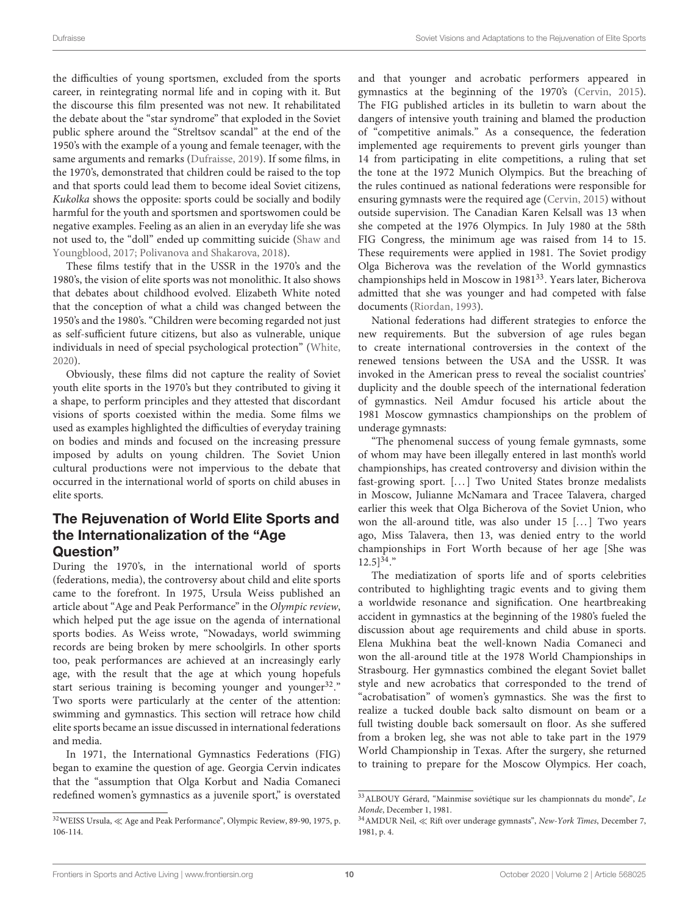the difficulties of young sportsmen, excluded from the sports career, in reintegrating normal life and in coping with it. But the discourse this film presented was not new. It rehabilitated the debate about the "star syndrome" that exploded in the Soviet public sphere around the "Streltsov scandal" at the end of the 1950's with the example of a young and female teenager, with the same arguments and remarks (Dufraisse, 2019). If some films, in the 1970's, demonstrated that children could be raised to the top and that sports could lead them to become ideal Soviet citizens, *Kukolka* shows the opposite: sports could be socially and bodily harmful for the youth and sportsmen and sportswomen could be negative examples. Feeling as an alien in an everyday life she was not used to, the "doll" ended up committing suicide (Shaw and Youngblood, 2017; Polivanova and Shakarova, 2018).

These films testify that in the USSR in the 1970's and the 1980's, the vision of elite sports was not monolithic. It also shows that debates about childhood evolved. Elizabeth White noted that the conception of what a child was changed between the 1950's and the 1980's. "Children were becoming regarded not just as self-sufficient future citizens, but also as vulnerable, unique individuals in need of special psychological protection" (White, 2020).

Obviously, these films did not capture the reality of Soviet youth elite sports in the 1970's but they contributed to giving it a shape, to perform principles and they attested that discordant visions of sports coexisted within the media. Some films we used as examples highlighted the difficulties of everyday training on bodies and minds and focused on the increasing pressure imposed by adults on young children. The Soviet Union cultural productions were not impervious to the debate that occurred in the international world of sports on child abuses in elite sports.

## The Rejuvenation of World Elite Sports and the Internationalization of the "Age Question"

During the 1970's, in the international world of sports (federations, media), the controversy about child and elite sports came to the forefront. In 1975, Ursula Weiss published an article about "Age and Peak Performance" in the *Olympic review*, which helped put the age issue on the agenda of international sports bodies. As Weiss wrote, "Nowadays, world swimming records are being broken by mere schoolgirls. In other sports too, peak performances are achieved at an increasingly early age, with the result that the age at which young hopefuls start serious training is becoming younger and younger[32]." Two sports were particularly at the center of the attention: swimming and gymnastics. This section will retrace how child elite sports became an issue discussed in international federations and media.

In 1971, the International Gymnastics Federations (FIG) began to examine the question of age. Georgia Cervin indicates that the "assumption that Olga Korbut and Nadia Comaneci redefined women's gymnastics as a juvenile sport," is overstated and that younger and acrobatic performers appeared in gymnastics at the beginning of the 1970's (Cervin, 2015). The FIG published articles in its bulletin to warn about the dangers of intensive youth training and blamed the production of "competitive animals." As a consequence, the federation implemented age requirements to prevent girls younger than 14 from participating in elite competitions, a ruling that set the tone at the 1972 Munich Olympics. But the breaching of the rules continued as national federations were responsible for ensuring gymnasts were the required age (Cervin, 2015) without outside supervision. The Canadian Karen Kelsall was 13 when she competed at the 1976 Olympics. In July 1980 at the 58th FIG Congress, the minimum age was raised from 14 to 15. These requirements were applied in 1981. The Soviet prodigy Olga Bicherova was the revelation of the World gymnastics championships held in Moscow in 1981[33]. Years later, Bicherova admitted that she was younger and had competed with false documents (Riordan, 1993).

National federations had different strategies to enforce the new requirements. But the subversion of age rules began to create international controversies in the context of the renewed tensions between the USA and the USSR. It was invoked in the American press to reveal the socialist countries' duplicity and the double speech of the international federation of gymnastics. Neil Amdur focused his article about the 1981 Moscow gymnastics championships on the problem of underage gymnasts:

"The phenomenal success of young female gymnasts, some of whom may have been illegally entered in last month's world championships, has created controversy and division within the fast-growing sport. [...] Two United States bronze medalists in Moscow, Julianne McNamara and Tracee Talavera, charged earlier this week that Olga Bicherova of the Soviet Union, who won the all-around title, was also under 15 [...] Two years ago, Miss Talavera, then 13, was denied entry to the world championships in Fort Worth because of her age [She was 12.5][34]."

The mediatization of sports life and of sports celebrities contributed to highlighting tragic events and to giving them a worldwide resonance and signification. One heartbreaking accident in gymnastics at the beginning of the 1980's fueled the discussion about age requirements and child abuse in sports. Elena Mukhina beat the well-known Nadia Comaneci and won the all-around title at the 1978 World Championships in Strasbourg. Her gymnastics combined the elegant Soviet ballet style and new acrobatics that corresponded to the trend of "acrobatisation" of women's gymnastics. She was the first to realize a tucked double back salto dismount on beam or a full twisting double back somersault on floor. As she suffered from a broken leg, she was not able to take part in the 1979 World Championship in Texas. After the surgery, she returned to training to prepare for the Moscow Olympics. Her coach,

[32] WEISS Ursula, ≪ Age and Peak Performance", Olympic Review, 89-90, 1975, p. 106-114.

[33] ALBOUY Gérard, "Mainmise soviétique sur les championnats du monde", *Le Monde*, December 1, 1981.

[34] AMDUR Neil, ≪ Rift over underage gymnasts", *New-York Times*, December 7, 1981, p. 4.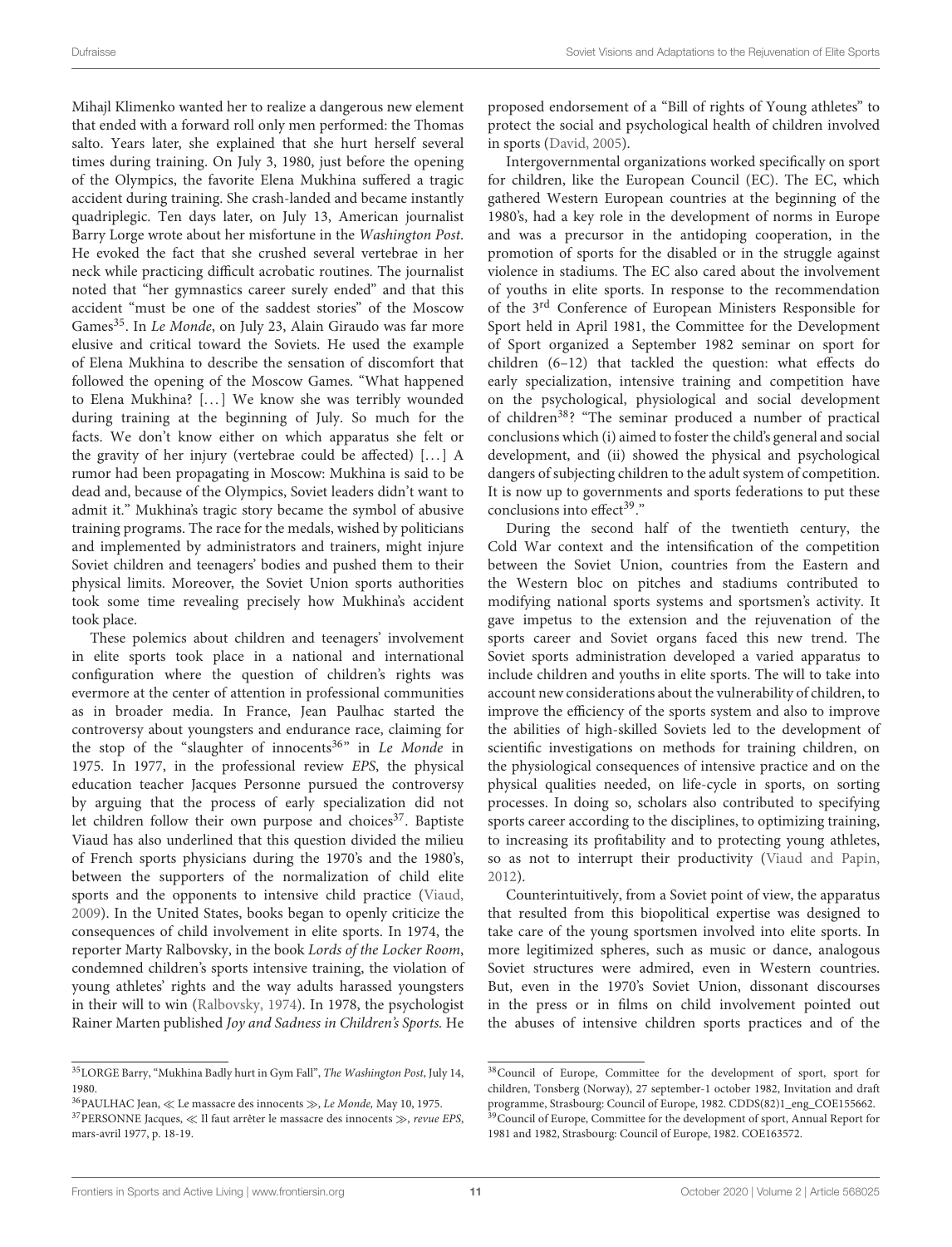Mihajl Klimenko wanted her to realize a dangerous new element that ended with a forward roll only men performed: the Thomas salto. Years later, she explained that she hurt herself several times during training. On July 3, 1980, just before the opening of the Olympics, the favorite Elena Mukhina suffered a tragic accident during training. She crash-landed and became instantly quadriplegic. Ten days later, on July 13, American journalist Barry Lorge wrote about her misfortune in the *Washington Post*. He evoked the fact that she crushed several vertebrae in her neck while practicing difficult acrobatic routines. The journalist noted that "her gymnastics career surely ended" and that this accident "must be one of the saddest stories" of the Moscow Games[35]. In *Le Monde*, on July 23, Alain Giraudo was far more elusive and critical toward the Soviets. He used the example of Elena Mukhina to describe the sensation of discomfort that followed the opening of the Moscow Games. "What happened to Elena Mukhina? [...] We know she was terribly wounded during training at the beginning of July. So much for the facts. We don't know either on which apparatus she fell or the gravity of her injury (vertebrae could be affected) [...] A rumor had been propagating in Moscow: Mukhina is said to be dead and, because of the Olympics, Soviet leaders didn't want to admit it." Mukhina's tragic story became the symbol of abusive training programs. The race for the medals, wished by politicians and implemented by administrators and trainers, might injure Soviet children and teenagers' bodies and pushed them to their physical limits. Moreover, the Soviet Union sports authorities took some time revealing precisely how Mukhina's accident took place.

These polemics about children and teenagers' involvement in elite sports took place in a national and international configuration where the question of children's rights was evermore at the center of attention in professional communities as in broader media. In France, Jean Paulhac started the controversy about youngsters and endurance race, claiming for the stop of the "slaughter of innocents[36]" in *Le Monde* in 1975. In 1977, in the professional review *EPS*, the physical education teacher Jacques Personne pursued the controversy by arguing that the process of early specialization did not let children follow their own purpose and choices[37]. Baptiste Viaud has also underlined that this question divided the milieu of French sports physicians during the 1970's and the 1980's, between the supporters of the normalization of child elite sports and the opponents to intensive child practice (Viaud, 2009). In the United States, books began to openly criticize the consequences of child involvement in elite sports. In 1974, the reporter Marty Ralbovsky, in the book *Lords of the Locker Room*, condemned children's sports intensive training, the violation of young athletes' rights and the way adults harassed youngsters in their will to win (Ralbovsky, 1974). In 1978, the psychologist Rainer Marten published *Joy and Sadness in Children's Sports*. He proposed endorsement of a "Bill of rights of Young athletes" to protect the social and psychological health of children involved in sports (David, 2005).

Intergovernmental organizations worked specifically on sport for children, like the European Council (EC). The EC, which gathered Western European countries at the beginning of the 1980's, had a key role in the development of norms in Europe and was a precursor in the antidoping cooperation, in the promotion of sports for the disabled or in the struggle against violence in stadiums. The EC also cared about the involvement of youths in elite sports. In response to the recommendation of the 3rd Conference of European Ministers Responsible for Sport held in April 1981, the Committee for the Development of Sport organized a September 1982 seminar on sport for children (6–12) that tackled the question: what effects do early specialization, intensive training and competition have on the psychological, physiological and social development of children[38]? "The seminar produced a number of practical conclusions which (i) aimed to foster the child's general and social development, and (ii) showed the physical and psychological dangers of subjecting children to the adult system of competition. It is now up to governments and sports federations to put these conclusions into effect[39]."

During the second half of the twentieth century, the Cold War context and the intensification of the competition between the Soviet Union, countries from the Eastern and the Western bloc on pitches and stadiums contributed to modifying national sports systems and sportsmen's activity. It gave impetus to the extension and the rejuvenation of the sports career and Soviet organs faced this new trend. The Soviet sports administration developed a varied apparatus to include children and youths in elite sports. The will to take into account new considerations about the vulnerability of children, to improve the efficiency of the sports system and also to improve the abilities of high-skilled Soviets led to the development of scientific investigations on methods for training children, on the physiological consequences of intensive practice and on the physical qualities needed, on life-cycle in sports, on sorting processes. In doing so, scholars also contributed to specifying sports career according to the disciplines, to optimizing training, to increasing its profitability and to protecting young athletes, so as not to interrupt their productivity (Viaud and Papin, 2012).

Counterintuitively, from a Soviet point of view, the apparatus that resulted from this biopolitical expertise was designed to take care of the young sportsmen involved into elite sports. In more legitimized spheres, such as music or dance, analogous Soviet structures were admired, even in Western countries. But, even in the 1970's Soviet Union, dissonant discourses in the press or in films on child involvement pointed out the abuses of intensive children sports practices and of the

---

[35] LORGE Barry, "Mukhina Badly hurt in Gym Fall", *The Washington Post*, July 14, 1980.

[36] PAULHAC Jean, ≪ Le massacre des innocents ≫, *Le Monde,* May 10, 1975.

[37] PERSONNE Jacques, ≪ Il faut arrêter le massacre des innocents ≫, *revue EPS*, mars-avril 1977, p. 18-19.

[38] Council of Europe, Committee for the development of sport, sport for children, Tonsberg (Norway), 27 september-1 october 1982, Invitation and draft programme, Strasbourg: Council of Europe, 1982. CDDS(82)1_eng_COE155662.

[39] Council of Europe, Committee for the development of sport, Annual Report for 1981 and 1982, Strasbourg: Council of Europe, 1982. COE163572.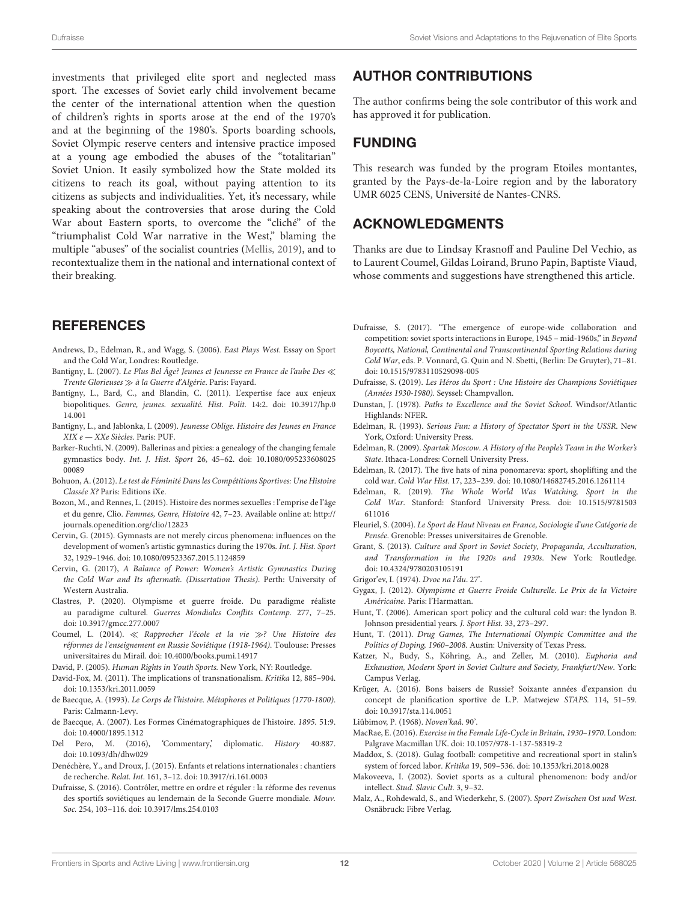investments that privileged elite sport and neglected mass sport. The excesses of Soviet early child involvement became the center of the international attention when the question of children's rights in sports arose at the end of the 1970's and at the beginning of the 1980's. Sports boarding schools, Soviet Olympic reserve centers and intensive practice imposed at a young age embodied the abuses of the "totalitarian" Soviet Union. It easily symbolized how the State molded its citizens to reach its goal, without paying attention to its citizens as subjects and individualities. Yet, it's necessary, while speaking about the controversies that arose during the Cold War about Eastern sports, to overcome the "cliché" of the "triumphalist Cold War narrative in the West," blaming the multiple "abuses" of the socialist countries (Mellis, 2019), and to recontextualize them in the national and international context of their breaking.

## AUTHOR CONTRIBUTIONS

The author confirms being the sole contributor of this work and has approved it for publication.

## FUNDING

This research was funded by the program Etoiles montantes, granted by the Pays-de-la-Loire region and by the laboratory UMR 6025 CENS, Université de Nantes-CNRS.

## ACKNOWLEDGMENTS

Thanks are due to Lindsay Krasnoff and Pauline Del Vechio, as to Laurent Coumel, Gildas Loirand, Bruno Papin, Baptiste Viaud, whose comments and suggestions have strengthened this article.

## REFERENCES

Andrews, D., Edelman, R., and Wagg, S. (2006). *East Plays West*. Essay on Sport and the Cold War, Londres: Routledge.

Bantigny, L. (2007). *Le Plus Bel Âge? Jeunes et Jeunesse en France de l'aube Des ≪ Trente Glorieuses ≫ à la Guerre d'Algérie*. Paris: Fayard.

Bantigny, L., Bard, C., and Blandin, C. (2011). L'expertise face aux enjeux biopolitiques. *Genre, jeunes. sexualité. Hist. Polit*. 14:2. doi: 10.3917/hp.014.001

Bantigny, L., and Jablonka, I. (2009). *Jeunesse Oblige. Histoire des Jeunes en France XIX e — XXe Siècles*. Paris: PUF.

Barker-Ruchti, N. (2009). Ballerinas and pixies: a genealogy of the changing female gymnastics body. *Int. J. Hist. Sport* 26, 45–62. doi: 10.1080/09523360802500089

Bohuon, A. (2012). *Le test de Féminité Dans les Compétitions Sportives: Une Histoire Classée X?* Paris: Editions iXe.

Bozon, M., and Rennes, L. (2015). Histoire des normes sexuelles : l'emprise de l'âge et du genre, Clio. *Femmes, Genre, Histoire* 42, 7–23. Available online at: http://journals.openedition.org/clio/12823

Cervin, G. (2015). Gymnasts are not merely circus phenomena: influences on the development of women's artistic gymnastics during the 1970s. *Int. J. Hist. Sport* 32, 1929–1946. doi: 10.1080/09523367.2015.1124859

Cervin, G. (2017), *A Balance of Power: Women's Artistic Gymnastics During the Cold War and Its aftermath. (Dissertation Thesis)*. Perth: University of Western Australia.

Clastres, P. (2020). Olympisme et guerre froide. Du paradigme réaliste au paradigme culturel. *Guerres Mondiales Conflits Contemp*. 277, 7–25. doi: 10.3917/gmcc.277.0007

Coumel, L. (2014). *≪ Rapprocher l'école et la vie ≫? Une Histoire des réformes de l'enseignement en Russie Soviétique (1918-1964)*. Toulouse: Presses universitaires du Mirail. doi: 10.4000/books.pumi.14917

David, P. (2005). *Human Rights in Youth Sports*. New York, NY: Routledge.

David-Fox, M. (2011). The implications of transnationalism. *Kritika* 12, 885–904. doi: 10.1353/kri.2011.0059

de Baecque, A. (1993). *Le Corps de l'histoire. Métaphores et Politiques (1770-1800)*. Paris: Calmann-Levy.

de Baecque, A. (2007). Les Formes Cinématographiques de l'histoire. *1895*. 51:9. doi: 10.4000/1895.1312

Del Pero, M. (2016), 'Commentary,' diplomatic. *History* 40:887. doi: 10.1093/dh/dhw029

Denéchère, Y., and Droux, J. (2015). Enfants et relations internationales : chantiers de recherche. *Relat. Int*. 161, 3–12. doi: 10.3917/ri.161.0003

Dufraisse, S. (2016). Contrôler, mettre en ordre et réguler : la réforme des revenus des sportifs soviétiques au lendemain de la Seconde Guerre mondiale. *Mouv. Soc*. 254, 103–116. doi: 10.3917/lms.254.0103

Dufraisse, S. (2017). "The emergence of europe-wide collaboration and competition: soviet sports interactions in Europe, 1945 – mid-1960s," in *Beyond Boycotts, National, Continental and Transcontinental Sporting Relations during Cold War*, eds. P. Vonnard, G. Quin and N. Sbetti, (Berlin: De Gruyter), 71–81. doi: 10.1515/9783110529098-005

Dufraisse, S. (2019). *Les Héros du Sport : Une Histoire des Champions Soviétiques (Années 1930-1980)*. Seyssel: Champvallon.

Dunstan, J. (1978). *Paths to Excellence and the Soviet School*. Windsor/Atlantic Highlands: NFER.

Edelman, R. (1993). *Serious Fun: a History of Spectator Sport in the USSR*. New York, Oxford: University Press.

Edelman, R. (2009). *Spartak Moscow. A History of the People's Team in the Worker's State*. Ithaca-Londres: Cornell University Press.

Edelman, R. (2017). The five hats of nina ponomareva: sport, shoplifting and the cold war. *Cold War Hist*. 17, 223–239. doi: 10.1080/14682745.2016.1261114

Edelman, R. (2019). *The Whole World Was Watching, Sport in the Cold War*. Stanford: Stanford University Press. doi: 10.1515/9781503611016

Fleuriel, S. (2004). *Le Sport de Haut Niveau en France, Sociologie d'une Catégorie de Pensée*. Grenoble: Presses universitaires de Grenoble.

Grant, S. (2013). *Culture and Sport in Soviet Society, Propaganda, Acculturation, and Transformation in the 1920s and 1930s*. New York: Routledge. doi: 10.4324/9780203105191

Grigor'ev, I. (1974). *Dvoe na l'du*. 27'.

Gygax, J. (2012). *Olympisme et Guerre Froide Culturelle. Le Prix de la Victoire Américaine*. Paris: l'Harmattan.

Hunt, T. (2006). American sport policy and the cultural cold war: the lyndon B. Johnson presidential years. *J. Sport Hist*. 33, 273–297.

Hunt, T. (2011). *Drug Games, The International Olympic Committee and the Politics of Doping, 1960–2008*. Austin: University of Texas Press.

Katzer, N., Budy, S., Köhring, A., and Zeller, M. (2010). *Euphoria and Exhaustion, Modern Sport in Soviet Culture and Society, Frankfurt/New*. York: Campus Verlag.

Krüger, A. (2016). Bons baisers de Russie? Soixante années d'expansion du concept de planification sportive de L.P. Matwejew *STAPS*. 114, 51–59. doi: 10.3917/sta.114.0051

Liûbimov, P. (1968). *Noven'kaâ*. 90'.

MacRae, E. (2016). *Exercise in the Female Life-Cycle in Britain, 1930–1970*. London: Palgrave Macmillan UK. doi: 10.1057/978-1-137-58319-2

Maddox, S. (2018). Gulag football: competitive and recreational sport in stalin's system of forced labor. *Kritika* 19, 509–536. doi: 10.1353/kri.2018.0028

Makoveeva, I. (2002). Soviet sports as a cultural phenomenon: body and/or intellect. *Stud. Slavic Cult*. 3, 9–32.

Malz, A., Rohdewald, S., and Wiederkehr, S. (2007). *Sport Zwischen Ost und West*. Osnäbruck: Fibre Verlag.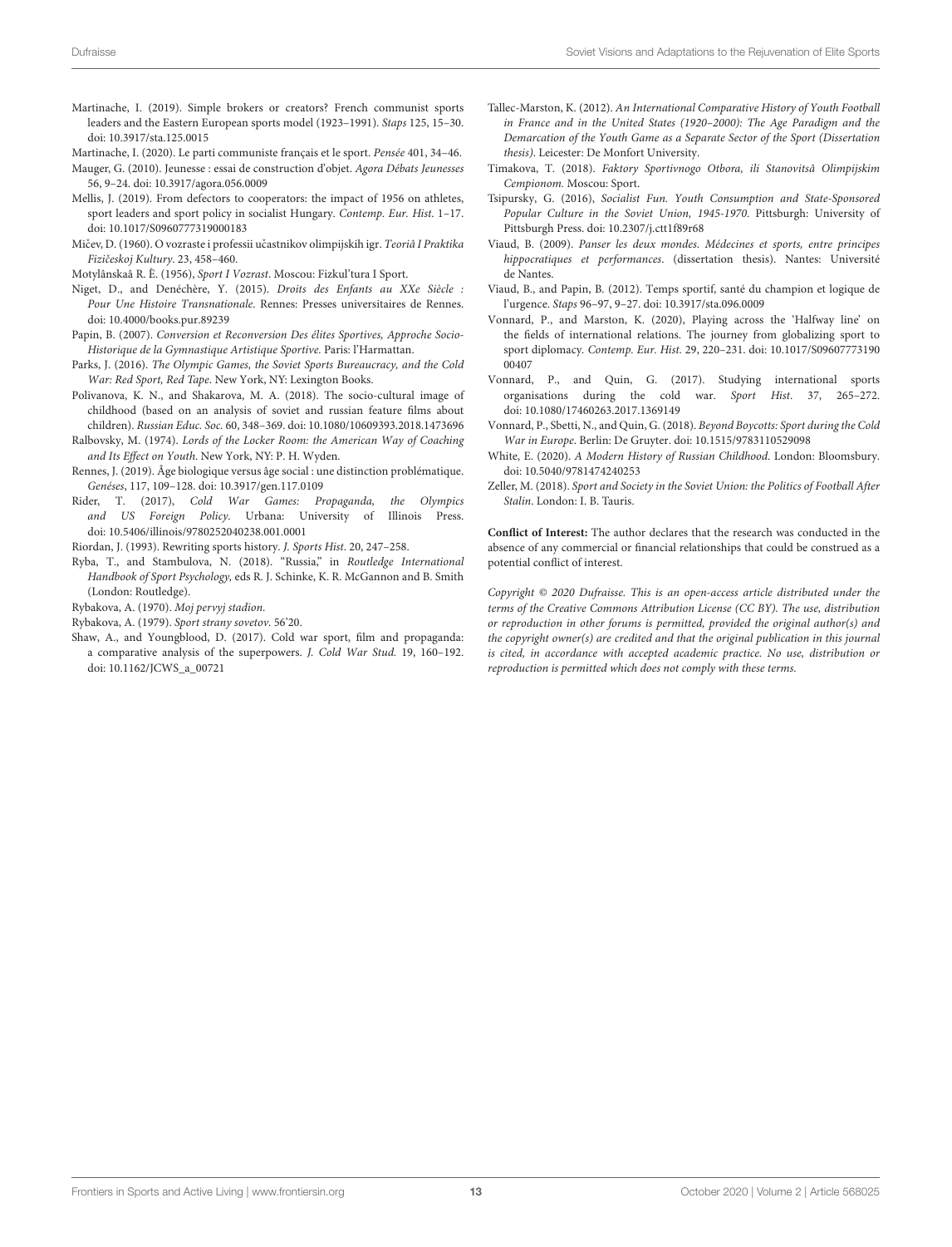Martinache, I. (2019). Simple brokers or creators? French communist sports leaders and the Eastern European sports model (1923–1991). *Staps* 125, 15–30. doi: 10.3917/sta.125.0015

Martinache, I. (2020). Le parti communiste français et le sport. *Pensée* 401, 34–46.

Mauger, G. (2010). Jeunesse : essai de construction d'objet. *Agora Débats Jeunesses* 56, 9–24. doi: 10.3917/agora.056.0009

Mellis, J. (2019). From defectors to cooperators: the impact of 1956 on athletes, sport leaders and sport policy in socialist Hungary. *Contemp. Eur. Hist.* 1–17. doi: 10.1017/S0960777319000183

Mičev, D. (1960). O vozraste i professii učastnikov olimpijskih igr. *Teoriâ I Praktika Fizičeskoj Kultury*. 23, 458–460.

Motylânskaâ R. È. (1956), *Sport I Vozrast*. Moscou: Fizkul'tura I Sport.

Niget, D., and Denéchère, Y. (2015). *Droits des Enfants au XXe Siècle : Pour Une Histoire Transnationale*. Rennes: Presses universitaires de Rennes. doi: 10.4000/books.pur.89239

Papin, B. (2007). *Conversion et Reconversion Des élites Sportives, Approche Socio-Historique de la Gymnastique Artistique Sportive.* Paris: l'Harmattan.

Parks, J. (2016). *The Olympic Games, the Soviet Sports Bureaucracy, and the Cold War: Red Sport, Red Tape*. New York, NY: Lexington Books.

Polivanova, K. N., and Shakarova, M. A. (2018). The socio-cultural image of childhood (based on an analysis of soviet and russian feature films about children). *Russian Educ. Soc.* 60, 348–369. doi: 10.1080/10609393.2018.1473696

Ralbovsky, M. (1974). *Lords of the Locker Room: the American Way of Coaching and Its Effect on Youth*. New York, NY: P. H. Wyden.

Rennes, J. (2019). Âge biologique versus âge social : une distinction problématique. *Genèses*, 117, 109–128. doi: 10.3917/gen.117.0109

Rider, T. (2017), *Cold War Games: Propaganda, the Olympics and US Foreign Policy*. Urbana: University of Illinois Press. doi: 10.5406/illinois/9780252040238.001.0001

Riordan, J. (1993). Rewriting sports history. *J. Sports Hist*. 20, 247–258.

Ryba, T., and Stambulova, N. (2018). "Russia," in *Routledge International Handbook of Sport Psychology,* eds R. J. Schinke, K. R. McGannon and B. Smith (London: Routledge).

Rybakova, A. (1970). *Moj pervyj stadion.*

Rybakova, A. (1979). *Sport strany sovetov*. 56'20.

Shaw, A., and Youngblood, D. (2017). Cold war sport, film and propaganda: a comparative analysis of the superpowers. *J. Cold War Stud.* 19, 160–192. doi: 10.1162/JCWS_a_00721

Tallec-Marston, K. (2012). *An International Comparative History of Youth Football in France and in the United States (1920–2000): The Age Paradigm and the Demarcation of the Youth Game as a Separate Sector of the Sport (Dissertation thesis)*. Leicester: De Monfort University.

Timakova, T. (2018). *Faktory Sportivnogo Otbora, ili Stanovitsâ Olimpijskim Cempionom.* Moscou: Sport.

Tsipursky, G. (2016), *Socialist Fun. Youth Consumption and State-Sponsored Popular Culture in the Soviet Union, 1945-1970.* Pittsburgh: University of Pittsburgh Press. doi: 10.2307/j.ctt1f89r68

Viaud, B. (2009). *Panser les deux mondes. Médecines et sports, entre principes hippocratiques et performances*. (dissertation thesis). Nantes: Université de Nantes.

Viaud, B., and Papin, B. (2012). Temps sportif, santé du champion et logique de l'urgence. *Staps* 96–97, 9–27. doi: 10.3917/sta.096.0009

Vonnard, P., and Marston, K. (2020), Playing across the 'Halfway line' on the fields of international relations. The journey from globalizing sport to sport diplomacy. *Contemp. Eur. Hist.* 29, 220–231. doi: 10.1017/S0960777319000407

Vonnard, P., and Quin, G. (2017). Studying international sports organisations during the cold war. *Sport Hist*. 37, 265–272. doi: 10.1080/17460263.2017.1369149

Vonnard, P., Sbetti, N., and Quin, G. (2018). *Beyond Boycotts: Sport during the Cold War in Europe*. Berlin: De Gruyter. doi: 10.1515/9783110529098

White, E. (2020). *A Modern History of Russian Childhood*. London: Bloomsbury. doi: 10.5040/9781474240253

Zeller, M. (2018). *Sport and Society in the Soviet Union: the Politics of Football After Stalin*. London: I. B. Tauris.

**Conflict of Interest:** The author declares that the research was conducted in the absence of any commercial or financial relationships that could be construed as a potential conflict of interest.

*Copyright © 2020 Dufraisse. This is an open-access article distributed under the terms of the Creative Commons Attribution License (CC BY). The use, distribution or reproduction in other forums is permitted, provided the original author(s) and the copyright owner(s) are credited and that the original publication in this journal is cited, in accordance with accepted academic practice. No use, distribution or reproduction is permitted which does not comply with these terms.*